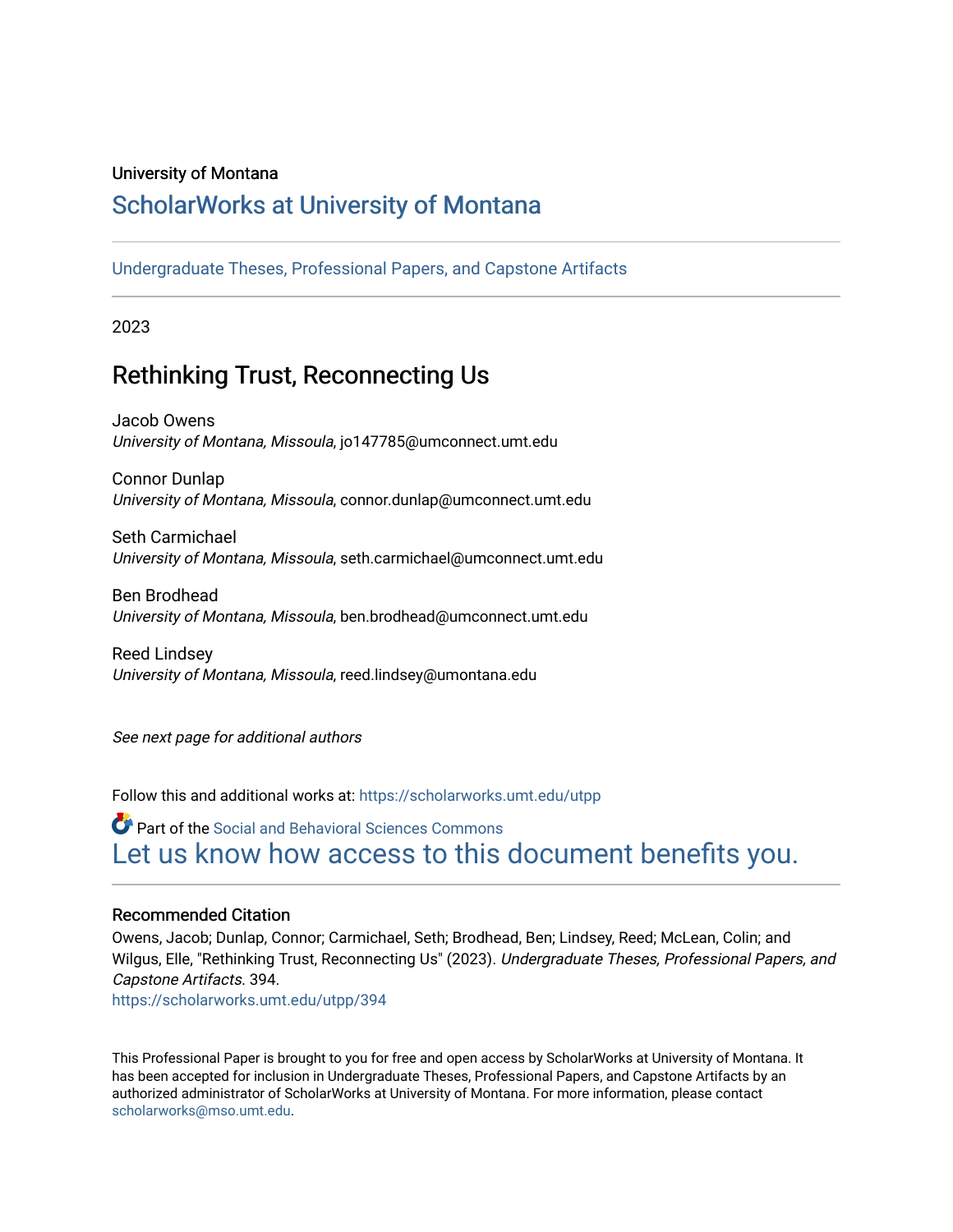University of Montana

# ScholarWorks at University of Montana

Undergraduate Theses, Professional Papers, and Capstone Artifacts

2023

## Rethinking Trust, Reconnecting Us

Jacob Owens
*University of Montana, Missoula*, jo147785@umconnect.umt.edu

Connor Dunlap
*University of Montana, Missoula*, connor.dunlap@umconnect.umt.edu

Seth Carmichael
*University of Montana, Missoula*, seth.carmichael@umconnect.umt.edu

Ben Brodhead
*University of Montana, Missoula*, ben.brodhead@umconnect.umt.edu

Reed Lindsey
*University of Montana, Missoula*, reed.lindsey@umontana.edu

*See next page for additional authors*

Follow this and additional works at: https://scholarworks.umt.edu/utpp

Part of the Social and Behavioral Sciences Commons

Let us know how access to this document benefits you.

### Recommended Citation

Owens, Jacob; Dunlap, Connor; Carmichael, Seth; Brodhead, Ben; Lindsey, Reed; McLean, Colin; and Wilgus, Elle, "Rethinking Trust, Reconnecting Us" (2023). *Undergraduate Theses, Professional Papers, and Capstone Artifacts*. 394.
https://scholarworks.umt.edu/utpp/394

This Professional Paper is brought to you for free and open access by ScholarWorks at University of Montana. It has been accepted for inclusion in Undergraduate Theses, Professional Papers, and Capstone Artifacts by an authorized administrator of ScholarWorks at University of Montana. For more information, please contact scholarworks@mso.umt.edu.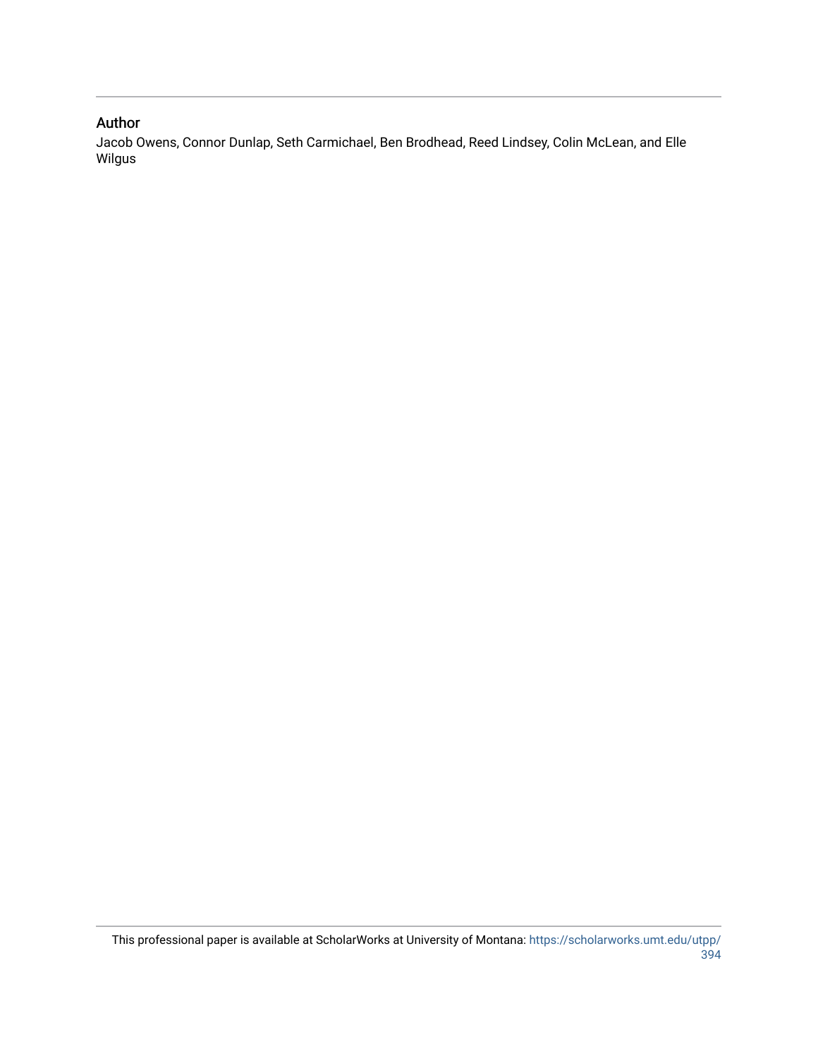## Author

Jacob Owens, Connor Dunlap, Seth Carmichael, Ben Brodhead, Reed Lindsey, Colin McLean, and Elle Wilgus

This professional paper is available at ScholarWorks at University of Montana: https://scholarworks.umt.edu/utpp/394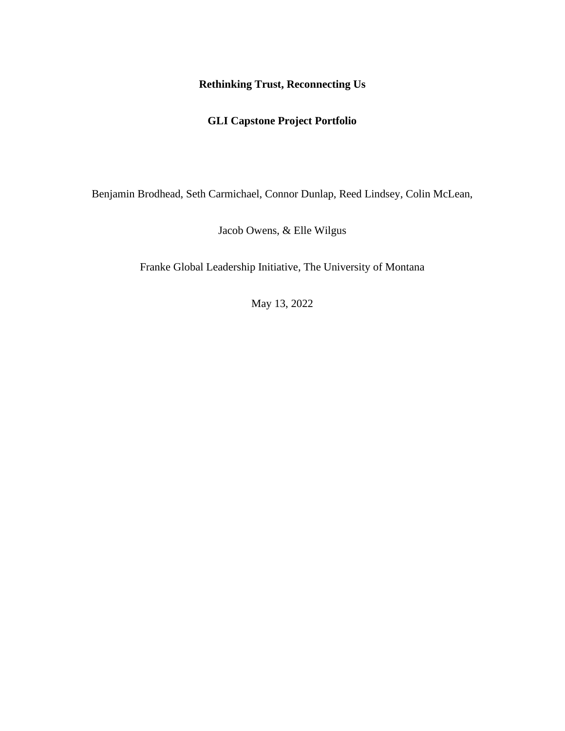**Rethinking Trust, Reconnecting Us**

**GLI Capstone Project Portfolio**

Benjamin Brodhead, Seth Carmichael, Connor Dunlap, Reed Lindsey, Colin McLean,

Jacob Owens, & Elle Wilgus

Franke Global Leadership Initiative, The University of Montana

May 13, 2022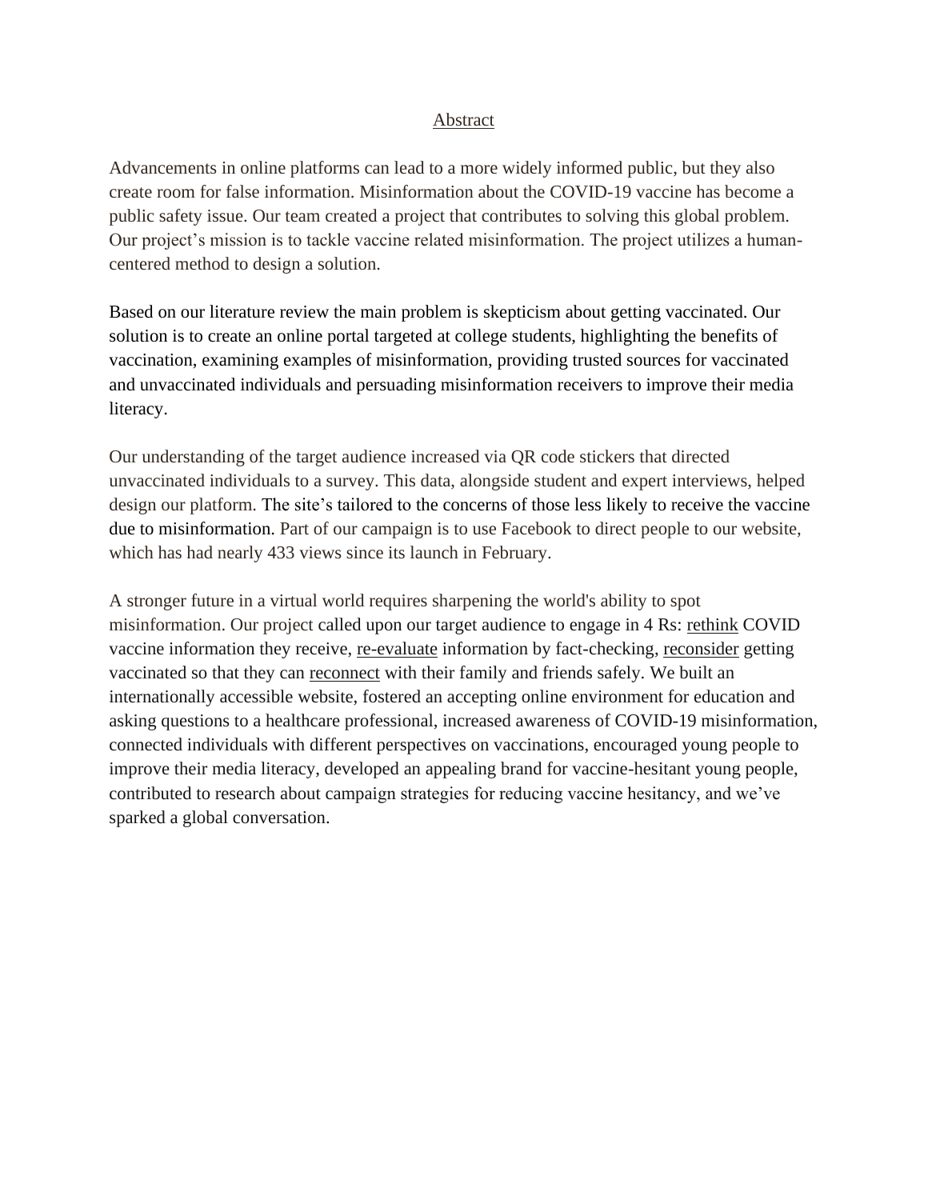# Abstract

Advancements in online platforms can lead to a more widely informed public, but they also create room for false information. Misinformation about the COVID-19 vaccine has become a public safety issue. Our team created a project that contributes to solving this global problem. Our project's mission is to tackle vaccine related misinformation. The project utilizes a human-centered method to design a solution.

Based on our literature review the main problem is skepticism about getting vaccinated. Our solution is to create an online portal targeted at college students, highlighting the benefits of vaccination, examining examples of misinformation, providing trusted sources for vaccinated and unvaccinated individuals and persuading misinformation receivers to improve their media literacy.

Our understanding of the target audience increased via QR code stickers that directed unvaccinated individuals to a survey. This data, alongside student and expert interviews, helped design our platform. The site's tailored to the concerns of those less likely to receive the vaccine due to misinformation. Part of our campaign is to use Facebook to direct people to our website, which has had nearly 433 views since its launch in February.

A stronger future in a virtual world requires sharpening the world's ability to spot misinformation. Our project called upon our target audience to engage in 4 Rs: rethink COVID vaccine information they receive, re-evaluate information by fact-checking, reconsider getting vaccinated so that they can reconnect with their family and friends safely. We built an internationally accessible website, fostered an accepting online environment for education and asking questions to a healthcare professional, increased awareness of COVID-19 misinformation, connected individuals with different perspectives on vaccinations, encouraged young people to improve their media literacy, developed an appealing brand for vaccine-hesitant young people, contributed to research about campaign strategies for reducing vaccine hesitancy, and we've sparked a global conversation.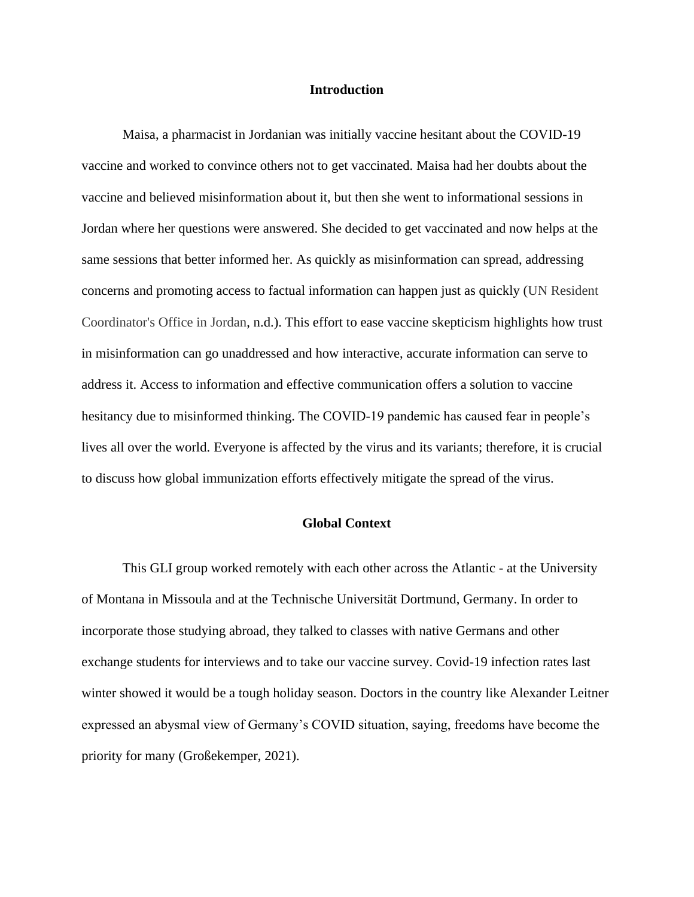## Introduction

Maisa, a pharmacist in Jordanian was initially vaccine hesitant about the COVID-19 vaccine and worked to convince others not to get vaccinated. Maisa had her doubts about the vaccine and believed misinformation about it, but then she went to informational sessions in Jordan where her questions were answered. She decided to get vaccinated and now helps at the same sessions that better informed her. As quickly as misinformation can spread, addressing concerns and promoting access to factual information can happen just as quickly (UN Resident Coordinator's Office in Jordan, n.d.). This effort to ease vaccine skepticism highlights how trust in misinformation can go unaddressed and how interactive, accurate information can serve to address it. Access to information and effective communication offers a solution to vaccine hesitancy due to misinformed thinking. The COVID-19 pandemic has caused fear in people's lives all over the world. Everyone is affected by the virus and its variants; therefore, it is crucial to discuss how global immunization efforts effectively mitigate the spread of the virus.

## Global Context

This GLI group worked remotely with each other across the Atlantic - at the University of Montana in Missoula and at the Technische Universität Dortmund, Germany. In order to incorporate those studying abroad, they talked to classes with native Germans and other exchange students for interviews and to take our vaccine survey. Covid-19 infection rates last winter showed it would be a tough holiday season. Doctors in the country like Alexander Leitner expressed an abysmal view of Germany's COVID situation, saying, freedoms have become the priority for many (Großekemper, 2021).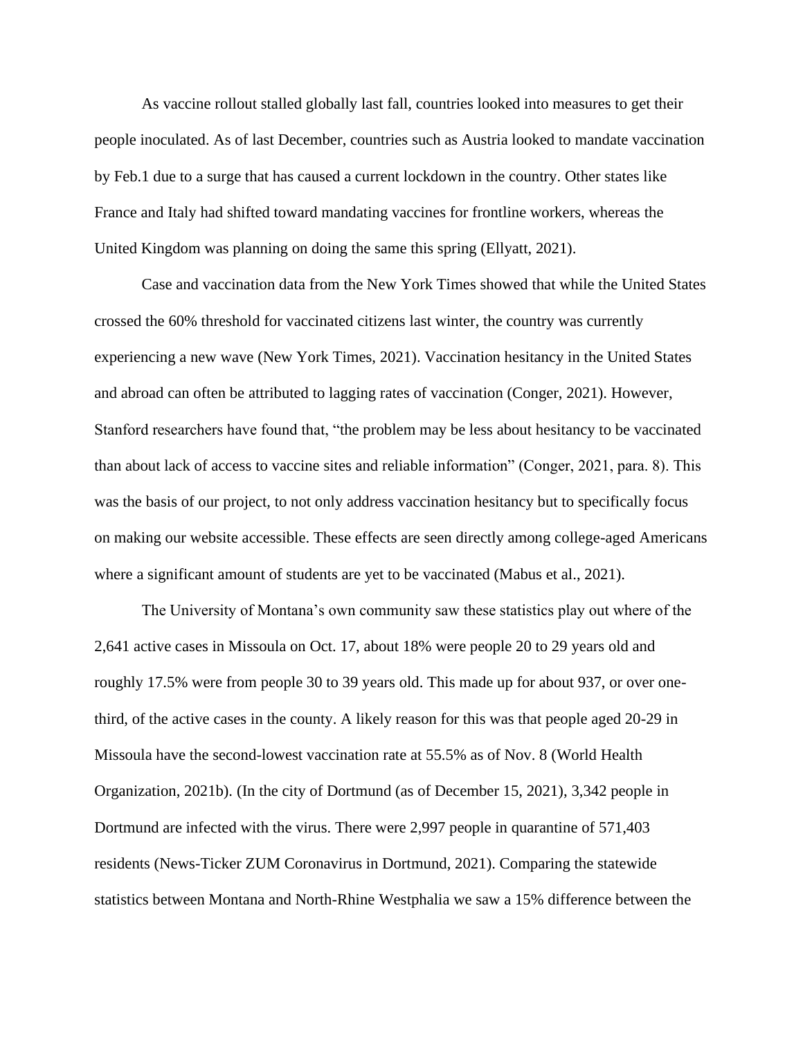As vaccine rollout stalled globally last fall, countries looked into measures to get their people inoculated. As of last December, countries such as Austria looked to mandate vaccination by Feb.1 due to a surge that has caused a current lockdown in the country. Other states like France and Italy had shifted toward mandating vaccines for frontline workers, whereas the United Kingdom was planning on doing the same this spring (Ellyatt, 2021).

Case and vaccination data from the New York Times showed that while the United States crossed the 60% threshold for vaccinated citizens last winter, the country was currently experiencing a new wave (New York Times, 2021). Vaccination hesitancy in the United States and abroad can often be attributed to lagging rates of vaccination (Conger, 2021). However, Stanford researchers have found that, "the problem may be less about hesitancy to be vaccinated than about lack of access to vaccine sites and reliable information" (Conger, 2021, para. 8). This was the basis of our project, to not only address vaccination hesitancy but to specifically focus on making our website accessible. These effects are seen directly among college-aged Americans where a significant amount of students are yet to be vaccinated (Mabus et al., 2021).

The University of Montana's own community saw these statistics play out where of the 2,641 active cases in Missoula on Oct. 17, about 18% were people 20 to 29 years old and roughly 17.5% were from people 30 to 39 years old. This made up for about 937, or over one-third, of the active cases in the county. A likely reason for this was that people aged 20-29 in Missoula have the second-lowest vaccination rate at 55.5% as of Nov. 8 (World Health Organization, 2021b). (In the city of Dortmund (as of December 15, 2021), 3,342 people in Dortmund are infected with the virus. There were 2,997 people in quarantine of 571,403 residents (News-Ticker ZUM Coronavirus in Dortmund, 2021). Comparing the statewide statistics between Montana and North-Rhine Westphalia we saw a 15% difference between the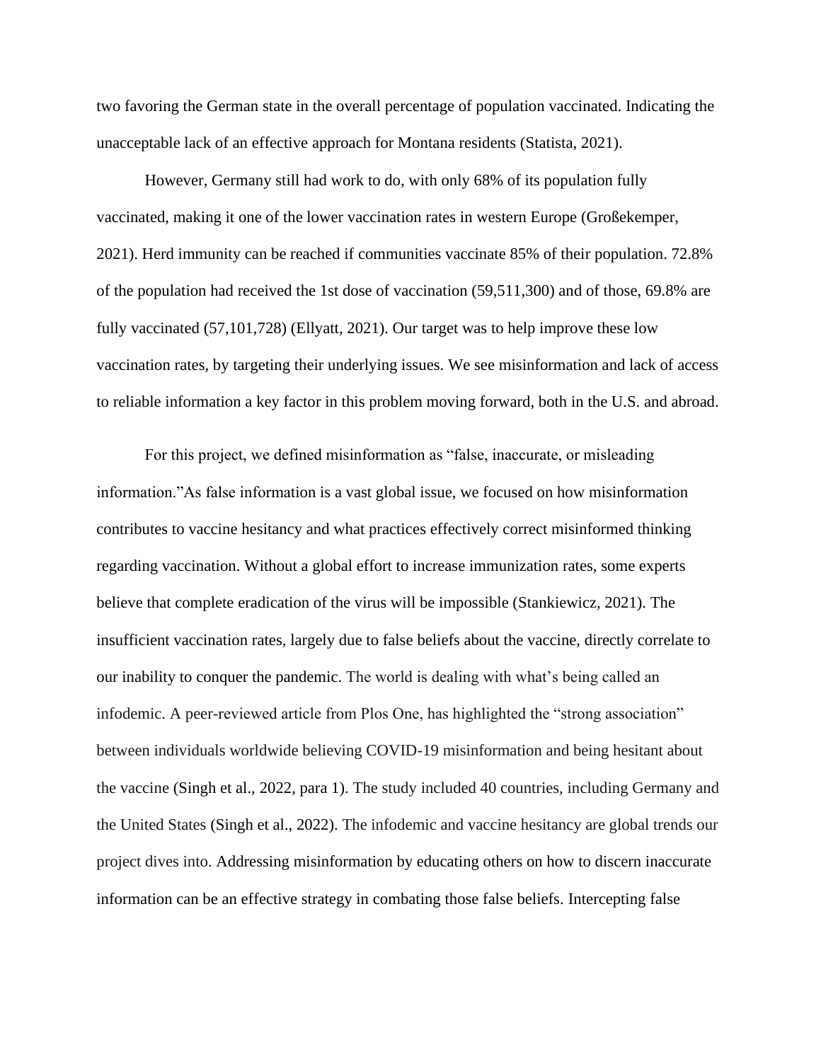two favoring the German state in the overall percentage of population vaccinated. Indicating the unacceptable lack of an effective approach for Montana residents (Statista, 2021).

However, Germany still had work to do, with only 68% of its population fully vaccinated, making it one of the lower vaccination rates in western Europe (Großekemper, 2021). Herd immunity can be reached if communities vaccinate 85% of their population. 72.8% of the population had received the 1st dose of vaccination (59,511,300) and of those, 69.8% are fully vaccinated (57,101,728) (Ellyatt, 2021). Our target was to help improve these low vaccination rates, by targeting their underlying issues. We see misinformation and lack of access to reliable information a key factor in this problem moving forward, both in the U.S. and abroad.

For this project, we defined misinformation as "false, inaccurate, or misleading information."As false information is a vast global issue, we focused on how misinformation contributes to vaccine hesitancy and what practices effectively correct misinformed thinking regarding vaccination. Without a global effort to increase immunization rates, some experts believe that complete eradication of the virus will be impossible (Stankiewicz, 2021). The insufficient vaccination rates, largely due to false beliefs about the vaccine, directly correlate to our inability to conquer the pandemic. The world is dealing with what's being called an infodemic. A peer-reviewed article from Plos One, has highlighted the "strong association" between individuals worldwide believing COVID-19 misinformation and being hesitant about the vaccine (Singh et al., 2022, para 1). The study included 40 countries, including Germany and the United States (Singh et al., 2022). The infodemic and vaccine hesitancy are global trends our project dives into. Addressing misinformation by educating others on how to discern inaccurate information can be an effective strategy in combating those false beliefs. Intercepting false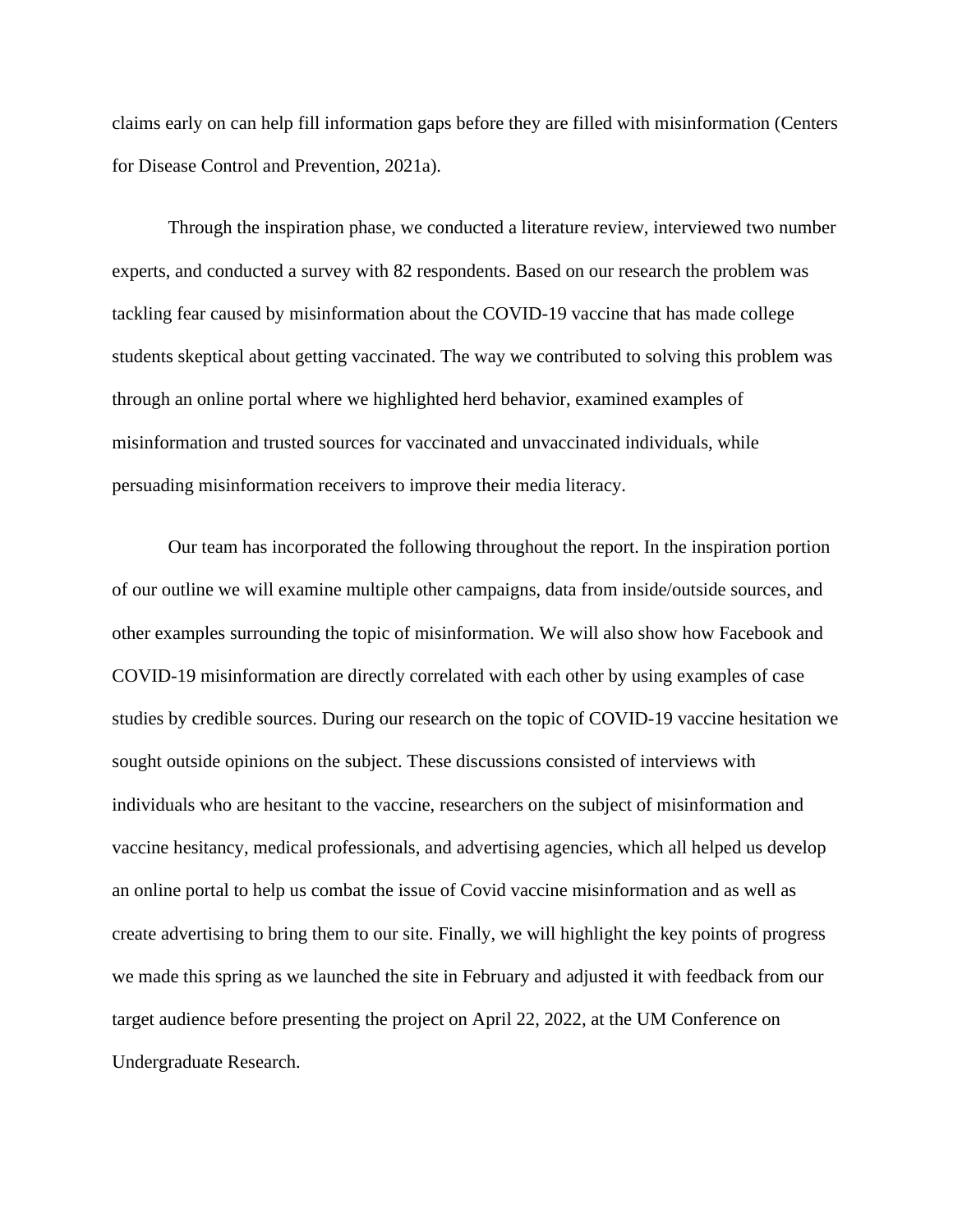claims early on can help fill information gaps before they are filled with misinformation (Centers for Disease Control and Prevention, 2021a).

Through the inspiration phase, we conducted a literature review, interviewed two number experts, and conducted a survey with 82 respondents. Based on our research the problem was tackling fear caused by misinformation about the COVID-19 vaccine that has made college students skeptical about getting vaccinated. The way we contributed to solving this problem was through an online portal where we highlighted herd behavior, examined examples of misinformation and trusted sources for vaccinated and unvaccinated individuals, while persuading misinformation receivers to improve their media literacy.

Our team has incorporated the following throughout the report. In the inspiration portion of our outline we will examine multiple other campaigns, data from inside/outside sources, and other examples surrounding the topic of misinformation. We will also show how Facebook and COVID-19 misinformation are directly correlated with each other by using examples of case studies by credible sources. During our research on the topic of COVID-19 vaccine hesitation we sought outside opinions on the subject. These discussions consisted of interviews with individuals who are hesitant to the vaccine, researchers on the subject of misinformation and vaccine hesitancy, medical professionals, and advertising agencies, which all helped us develop an online portal to help us combat the issue of Covid vaccine misinformation and as well as create advertising to bring them to our site. Finally, we will highlight the key points of progress we made this spring as we launched the site in February and adjusted it with feedback from our target audience before presenting the project on April 22, 2022, at the UM Conference on Undergraduate Research.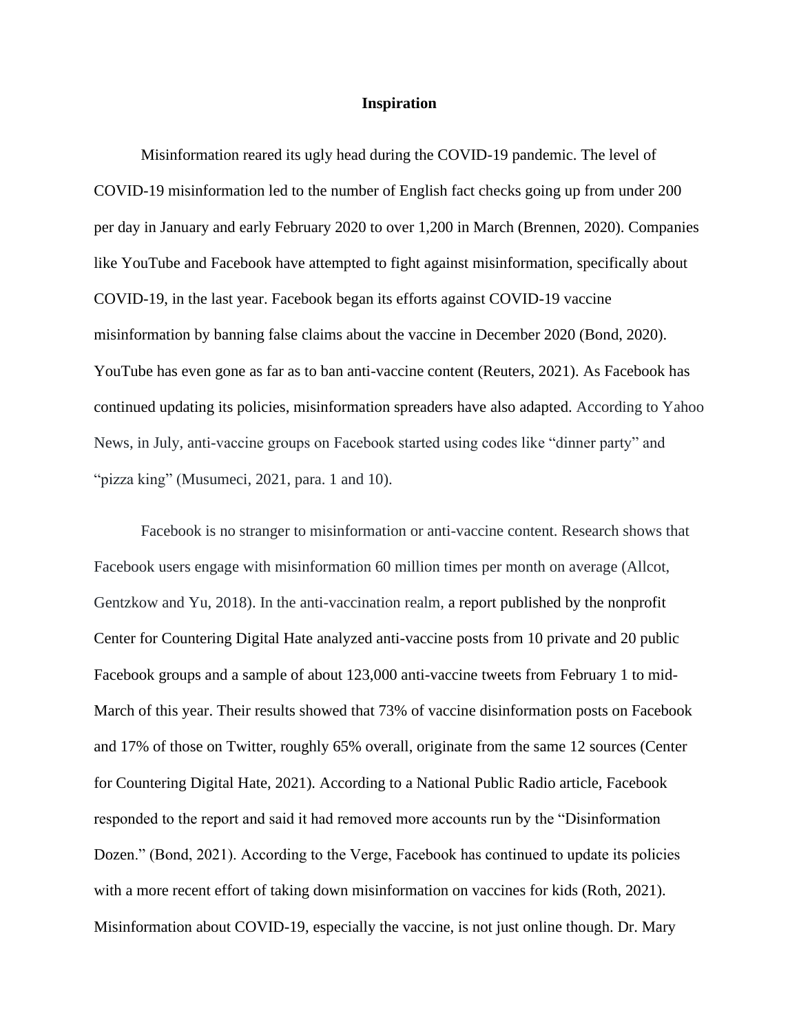## Inspiration

Misinformation reared its ugly head during the COVID-19 pandemic. The level of COVID-19 misinformation led to the number of English fact checks going up from under 200 per day in January and early February 2020 to over 1,200 in March (Brennen, 2020). Companies like YouTube and Facebook have attempted to fight against misinformation, specifically about COVID-19, in the last year. Facebook began its efforts against COVID-19 vaccine misinformation by banning false claims about the vaccine in December 2020 (Bond, 2020). YouTube has even gone as far as to ban anti-vaccine content (Reuters, 2021). As Facebook has continued updating its policies, misinformation spreaders have also adapted. According to Yahoo News, in July, anti-vaccine groups on Facebook started using codes like "dinner party" and "pizza king" (Musumeci, 2021, para. 1 and 10).

Facebook is no stranger to misinformation or anti-vaccine content. Research shows that Facebook users engage with misinformation 60 million times per month on average (Allcot, Gentzkow and Yu, 2018). In the anti-vaccination realm, a report published by the nonprofit Center for Countering Digital Hate analyzed anti-vaccine posts from 10 private and 20 public Facebook groups and a sample of about 123,000 anti-vaccine tweets from February 1 to mid-March of this year. Their results showed that 73% of vaccine disinformation posts on Facebook and 17% of those on Twitter, roughly 65% overall, originate from the same 12 sources (Center for Countering Digital Hate, 2021). According to a National Public Radio article, Facebook responded to the report and said it had removed more accounts run by the "Disinformation Dozen." (Bond, 2021). According to the Verge, Facebook has continued to update its policies with a more recent effort of taking down misinformation on vaccines for kids (Roth, 2021). Misinformation about COVID-19, especially the vaccine, is not just online though. Dr. Mary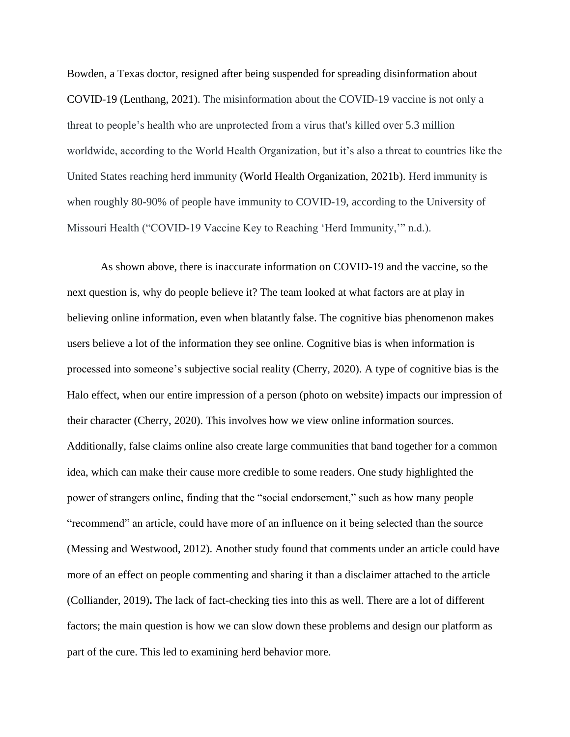Bowden, a Texas doctor, resigned after being suspended for spreading disinformation about COVID-19 (Lenthang, 2021). The misinformation about the COVID-19 vaccine is not only a threat to people's health who are unprotected from a virus that's killed over 5.3 million worldwide, according to the World Health Organization, but it's also a threat to countries like the United States reaching herd immunity (World Health Organization, 2021b). Herd immunity is when roughly 80-90% of people have immunity to COVID-19, according to the University of Missouri Health ("COVID-19 Vaccine Key to Reaching 'Herd Immunity,'" n.d.).

As shown above, there is inaccurate information on COVID-19 and the vaccine, so the next question is, why do people believe it? The team looked at what factors are at play in believing online information, even when blatantly false. The cognitive bias phenomenon makes users believe a lot of the information they see online. Cognitive bias is when information is processed into someone's subjective social reality (Cherry, 2020). A type of cognitive bias is the Halo effect, when our entire impression of a person (photo on website) impacts our impression of their character (Cherry, 2020). This involves how we view online information sources. Additionally, false claims online also create large communities that band together for a common idea, which can make their cause more credible to some readers. One study highlighted the power of strangers online, finding that the "social endorsement," such as how many people "recommend" an article, could have more of an influence on it being selected than the source (Messing and Westwood, 2012). Another study found that comments under an article could have more of an effect on people commenting and sharing it than a disclaimer attached to the article (Colliander, 2019)**.** The lack of fact-checking ties into this as well. There are a lot of different factors; the main question is how we can slow down these problems and design our platform as part of the cure. This led to examining herd behavior more.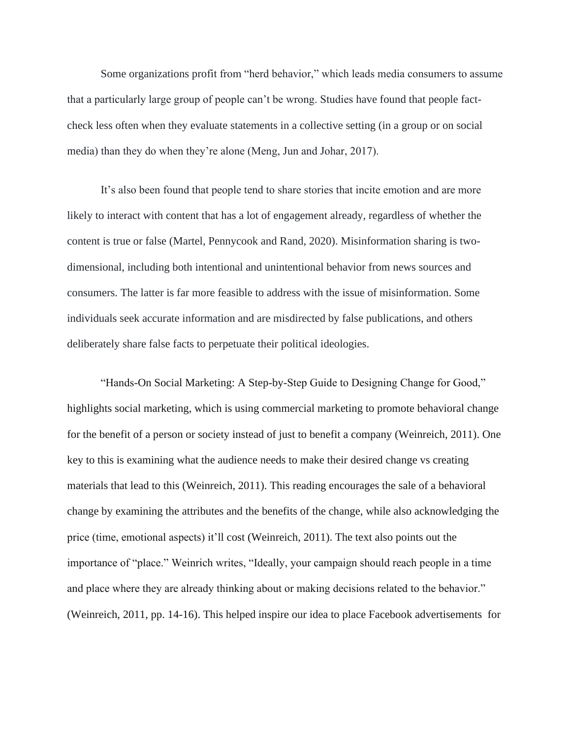Some organizations profit from "herd behavior," which leads media consumers to assume that a particularly large group of people can't be wrong. Studies have found that people fact-check less often when they evaluate statements in a collective setting (in a group or on social media) than they do when they're alone (Meng, Jun and Johar, 2017).

It's also been found that people tend to share stories that incite emotion and are more likely to interact with content that has a lot of engagement already, regardless of whether the content is true or false (Martel, Pennycook and Rand, 2020). Misinformation sharing is two-dimensional, including both intentional and unintentional behavior from news sources and consumers. The latter is far more feasible to address with the issue of misinformation. Some individuals seek accurate information and are misdirected by false publications, and others deliberately share false facts to perpetuate their political ideologies.

"Hands-On Social Marketing: A Step-by-Step Guide to Designing Change for Good," highlights social marketing, which is using commercial marketing to promote behavioral change for the benefit of a person or society instead of just to benefit a company (Weinreich, 2011). One key to this is examining what the audience needs to make their desired change vs creating materials that lead to this (Weinreich, 2011). This reading encourages the sale of a behavioral change by examining the attributes and the benefits of the change, while also acknowledging the price (time, emotional aspects) it'll cost (Weinreich, 2011). The text also points out the importance of "place." Weinrich writes, "Ideally, your campaign should reach people in a time and place where they are already thinking about or making decisions related to the behavior." (Weinreich, 2011, pp. 14-16). This helped inspire our idea to place Facebook advertisements for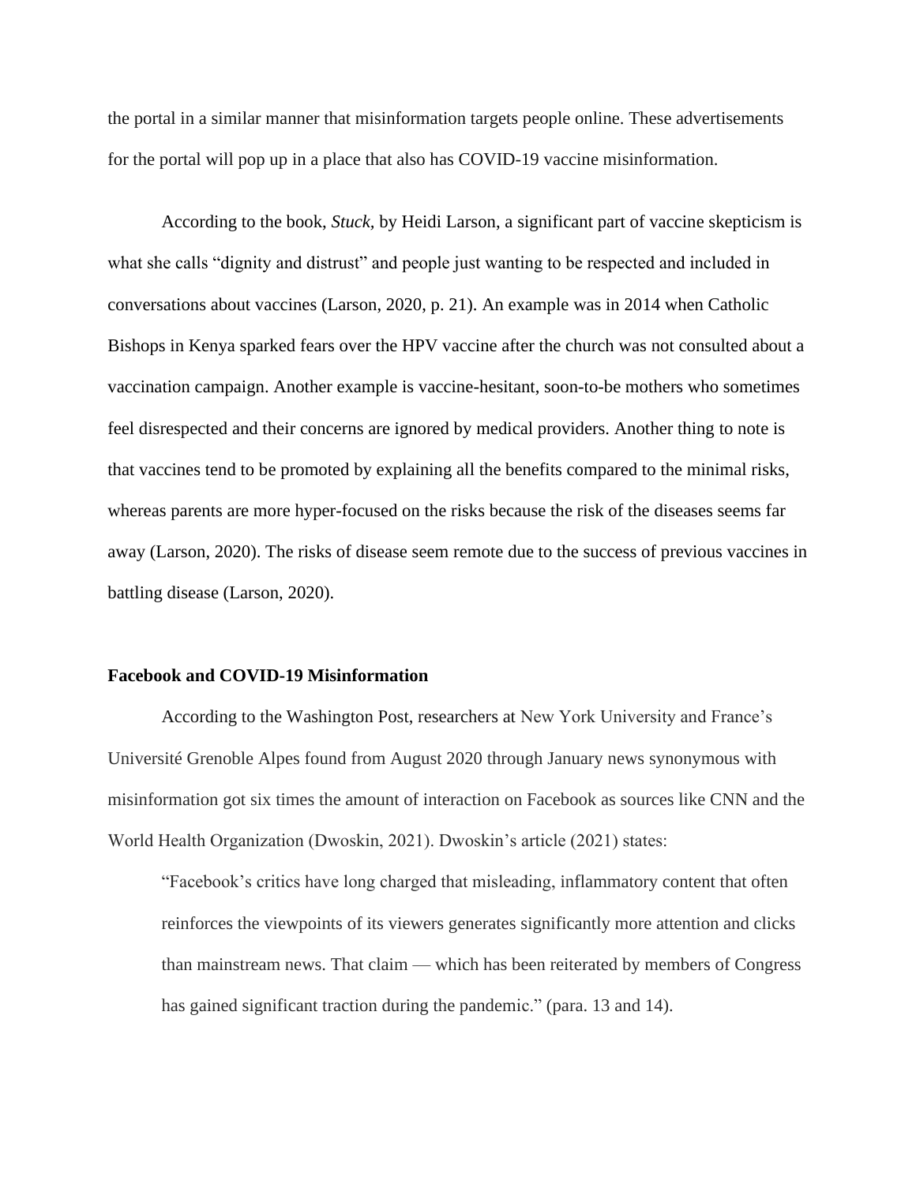the portal in a similar manner that misinformation targets people online. These advertisements for the portal will pop up in a place that also has COVID-19 vaccine misinformation.

According to the book, *Stuck*, by Heidi Larson, a significant part of vaccine skepticism is what she calls "dignity and distrust" and people just wanting to be respected and included in conversations about vaccines (Larson, 2020, p. 21). An example was in 2014 when Catholic Bishops in Kenya sparked fears over the HPV vaccine after the church was not consulted about a vaccination campaign. Another example is vaccine-hesitant, soon-to-be mothers who sometimes feel disrespected and their concerns are ignored by medical providers. Another thing to note is that vaccines tend to be promoted by explaining all the benefits compared to the minimal risks, whereas parents are more hyper-focused on the risks because the risk of the diseases seems far away (Larson, 2020). The risks of disease seem remote due to the success of previous vaccines in battling disease (Larson, 2020).

**Facebook and COVID-19 Misinformation**

According to the Washington Post, researchers at New York University and France's Université Grenoble Alpes found from August 2020 through January news synonymous with misinformation got six times the amount of interaction on Facebook as sources like CNN and the World Health Organization (Dwoskin, 2021). Dwoskin's article (2021) states:

> "Facebook's critics have long charged that misleading, inflammatory content that often reinforces the viewpoints of its viewers generates significantly more attention and clicks than mainstream news. That claim — which has been reiterated by members of Congress has gained significant traction during the pandemic." (para. 13 and 14).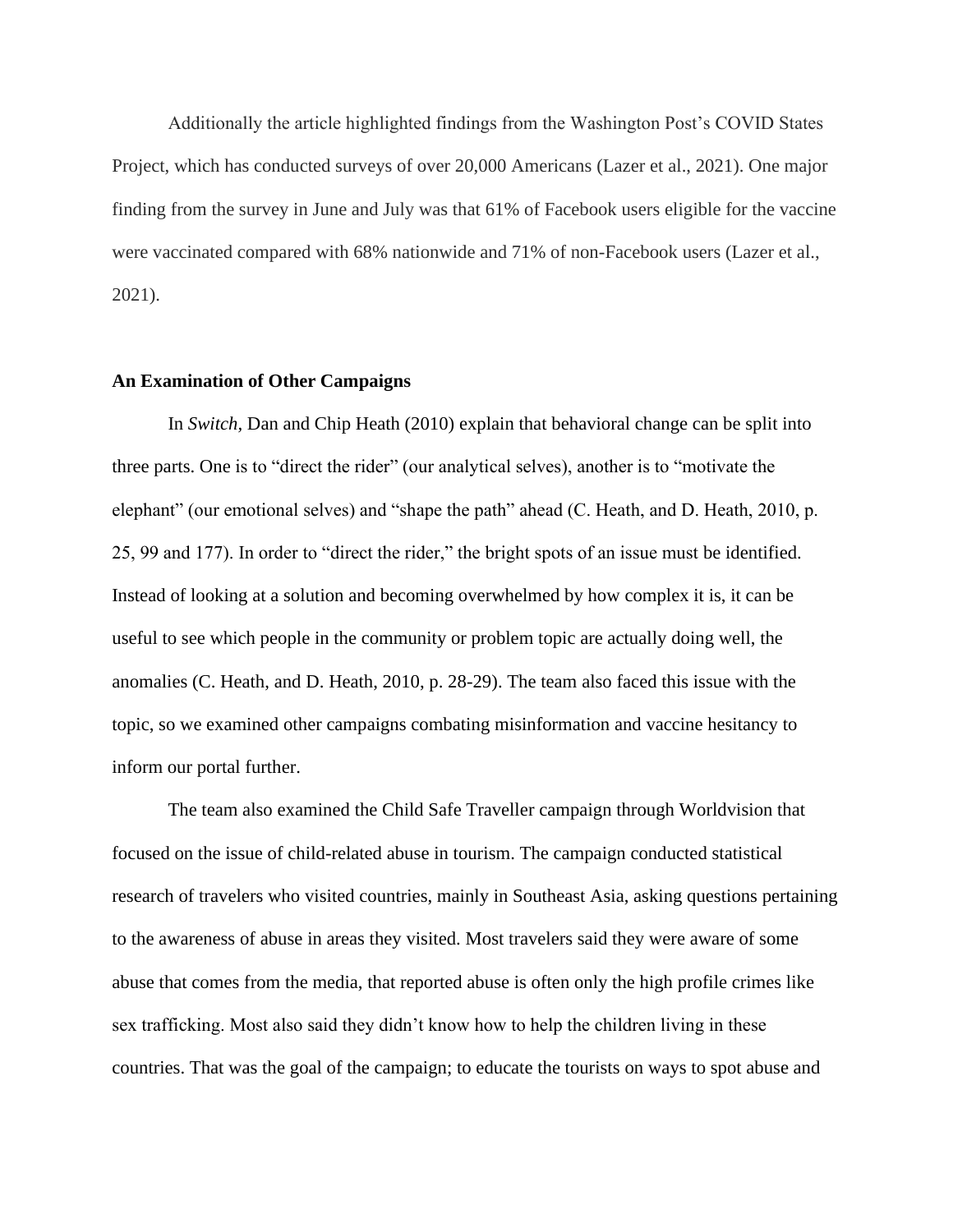Additionally the article highlighted findings from the Washington Post's COVID States Project, which has conducted surveys of over 20,000 Americans (Lazer et al., 2021). One major finding from the survey in June and July was that 61% of Facebook users eligible for the vaccine were vaccinated compared with 68% nationwide and 71% of non-Facebook users (Lazer et al., 2021).

**An Examination of Other Campaigns**

In *Switch,* Dan and Chip Heath (2010) explain that behavioral change can be split into three parts. One is to "direct the rider" (our analytical selves), another is to "motivate the elephant" (our emotional selves) and "shape the path" ahead (C. Heath, and D. Heath, 2010, p. 25, 99 and 177). In order to "direct the rider," the bright spots of an issue must be identified. Instead of looking at a solution and becoming overwhelmed by how complex it is, it can be useful to see which people in the community or problem topic are actually doing well, the anomalies (C. Heath, and D. Heath, 2010, p. 28-29). The team also faced this issue with the topic, so we examined other campaigns combating misinformation and vaccine hesitancy to inform our portal further.

The team also examined the Child Safe Traveller campaign through Worldvision that focused on the issue of child-related abuse in tourism. The campaign conducted statistical research of travelers who visited countries, mainly in Southeast Asia, asking questions pertaining to the awareness of abuse in areas they visited. Most travelers said they were aware of some abuse that comes from the media, that reported abuse is often only the high profile crimes like sex trafficking. Most also said they didn't know how to help the children living in these countries. That was the goal of the campaign; to educate the tourists on ways to spot abuse and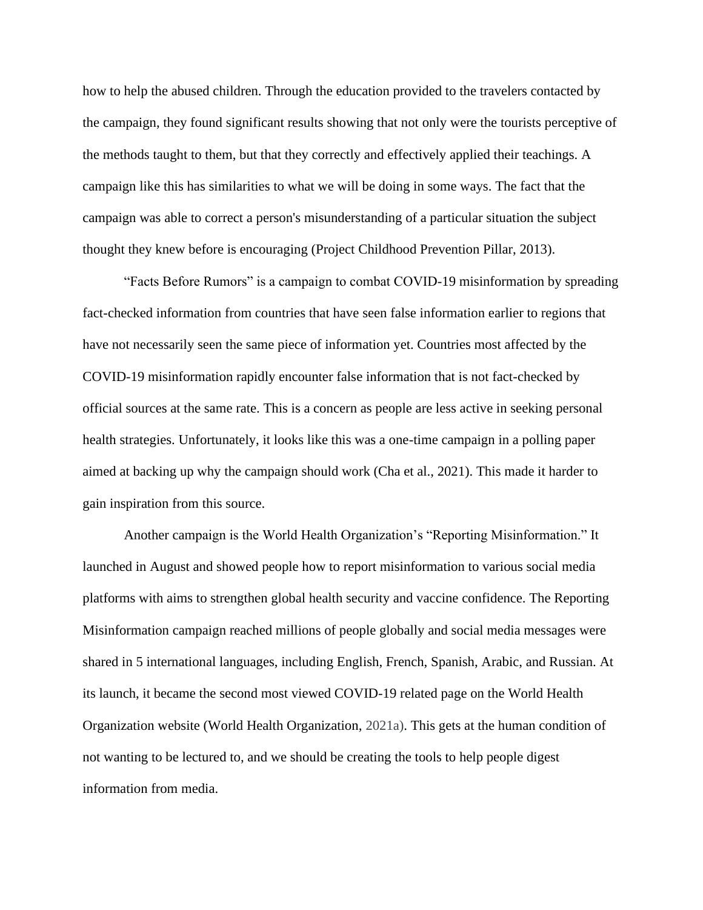how to help the abused children. Through the education provided to the travelers contacted by the campaign, they found significant results showing that not only were the tourists perceptive of the methods taught to them, but that they correctly and effectively applied their teachings. A campaign like this has similarities to what we will be doing in some ways. The fact that the campaign was able to correct a person's misunderstanding of a particular situation the subject thought they knew before is encouraging (Project Childhood Prevention Pillar, 2013).

"Facts Before Rumors" is a campaign to combat COVID-19 misinformation by spreading fact-checked information from countries that have seen false information earlier to regions that have not necessarily seen the same piece of information yet. Countries most affected by the COVID-19 misinformation rapidly encounter false information that is not fact-checked by official sources at the same rate. This is a concern as people are less active in seeking personal health strategies. Unfortunately, it looks like this was a one-time campaign in a polling paper aimed at backing up why the campaign should work (Cha et al., 2021). This made it harder to gain inspiration from this source.

Another campaign is the World Health Organization's "Reporting Misinformation." It launched in August and showed people how to report misinformation to various social media platforms with aims to strengthen global health security and vaccine confidence. The Reporting Misinformation campaign reached millions of people globally and social media messages were shared in 5 international languages, including English, French, Spanish, Arabic, and Russian. At its launch, it became the second most viewed COVID-19 related page on the World Health Organization website (World Health Organization, 2021a). This gets at the human condition of not wanting to be lectured to, and we should be creating the tools to help people digest information from media.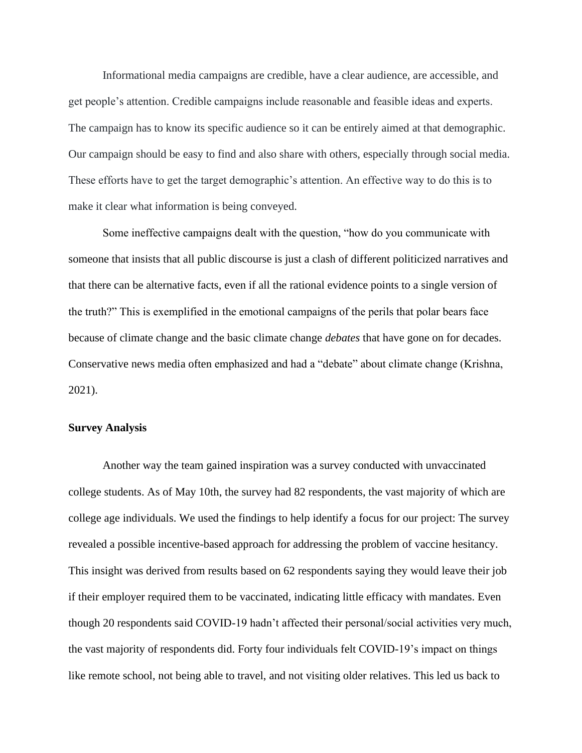Informational media campaigns are credible, have a clear audience, are accessible, and get people's attention. Credible campaigns include reasonable and feasible ideas and experts. The campaign has to know its specific audience so it can be entirely aimed at that demographic. Our campaign should be easy to find and also share with others, especially through social media. These efforts have to get the target demographic's attention. An effective way to do this is to make it clear what information is being conveyed.

Some ineffective campaigns dealt with the question, "how do you communicate with someone that insists that all public discourse is just a clash of different politicized narratives and that there can be alternative facts, even if all the rational evidence points to a single version of the truth?" This is exemplified in the emotional campaigns of the perils that polar bears face because of climate change and the basic climate change *debates* that have gone on for decades. Conservative news media often emphasized and had a "debate" about climate change (Krishna, 2021).

**Survey Analysis**

Another way the team gained inspiration was a survey conducted with unvaccinated college students. As of May 10th, the survey had 82 respondents, the vast majority of which are college age individuals. We used the findings to help identify a focus for our project: The survey revealed a possible incentive-based approach for addressing the problem of vaccine hesitancy. This insight was derived from results based on 62 respondents saying they would leave their job if their employer required them to be vaccinated, indicating little efficacy with mandates. Even though 20 respondents said COVID-19 hadn't affected their personal/social activities very much, the vast majority of respondents did. Forty four individuals felt COVID-19's impact on things like remote school, not being able to travel, and not visiting older relatives. This led us back to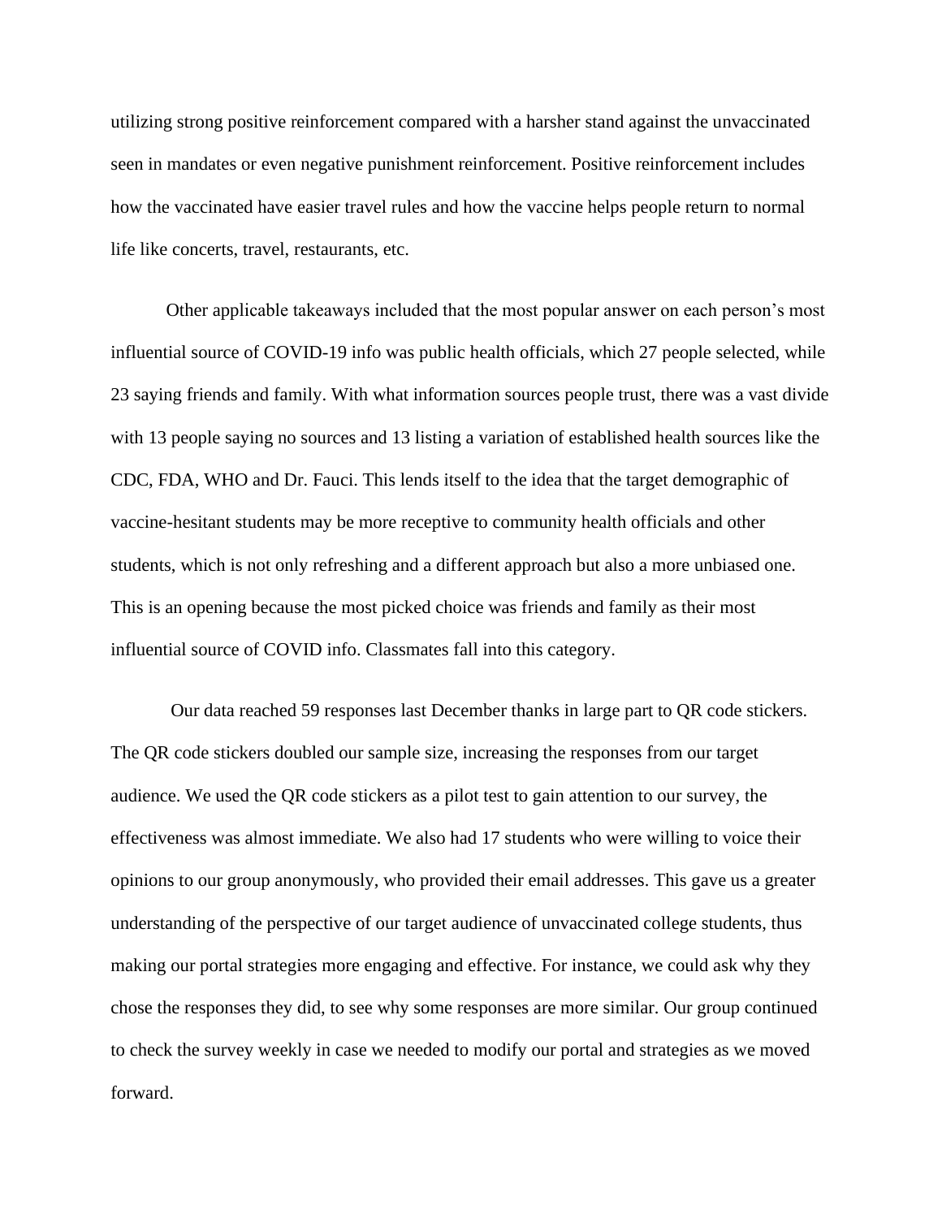utilizing strong positive reinforcement compared with a harsher stand against the unvaccinated seen in mandates or even negative punishment reinforcement. Positive reinforcement includes how the vaccinated have easier travel rules and how the vaccine helps people return to normal life like concerts, travel, restaurants, etc.

Other applicable takeaways included that the most popular answer on each person's most influential source of COVID-19 info was public health officials, which 27 people selected, while 23 saying friends and family. With what information sources people trust, there was a vast divide with 13 people saying no sources and 13 listing a variation of established health sources like the CDC, FDA, WHO and Dr. Fauci. This lends itself to the idea that the target demographic of vaccine-hesitant students may be more receptive to community health officials and other students, which is not only refreshing and a different approach but also a more unbiased one. This is an opening because the most picked choice was friends and family as their most influential source of COVID info. Classmates fall into this category.

Our data reached 59 responses last December thanks in large part to QR code stickers. The QR code stickers doubled our sample size, increasing the responses from our target audience. We used the QR code stickers as a pilot test to gain attention to our survey, the effectiveness was almost immediate. We also had 17 students who were willing to voice their opinions to our group anonymously, who provided their email addresses. This gave us a greater understanding of the perspective of our target audience of unvaccinated college students, thus making our portal strategies more engaging and effective. For instance, we could ask why they chose the responses they did, to see why some responses are more similar. Our group continued to check the survey weekly in case we needed to modify our portal and strategies as we moved forward.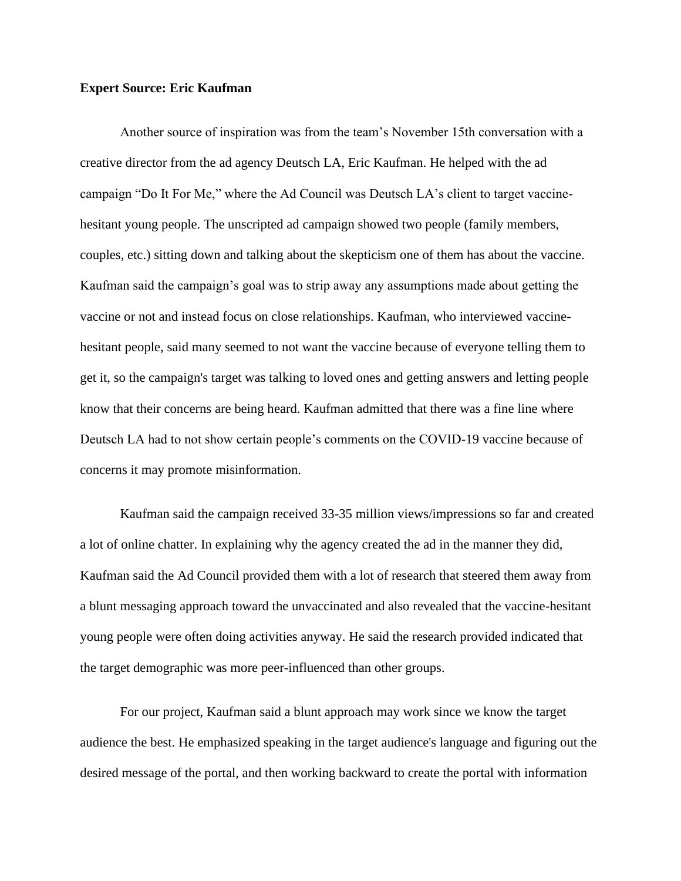**Expert Source: Eric Kaufman**

Another source of inspiration was from the team's November 15th conversation with a creative director from the ad agency Deutsch LA, Eric Kaufman. He helped with the ad campaign "Do It For Me," where the Ad Council was Deutsch LA's client to target vaccine-hesitant young people. The unscripted ad campaign showed two people (family members, couples, etc.) sitting down and talking about the skepticism one of them has about the vaccine. Kaufman said the campaign's goal was to strip away any assumptions made about getting the vaccine or not and instead focus on close relationships. Kaufman, who interviewed vaccine-hesitant people, said many seemed to not want the vaccine because of everyone telling them to get it, so the campaign's target was talking to loved ones and getting answers and letting people know that their concerns are being heard. Kaufman admitted that there was a fine line where Deutsch LA had to not show certain people's comments on the COVID-19 vaccine because of concerns it may promote misinformation.

Kaufman said the campaign received 33-35 million views/impressions so far and created a lot of online chatter. In explaining why the agency created the ad in the manner they did, Kaufman said the Ad Council provided them with a lot of research that steered them away from a blunt messaging approach toward the unvaccinated and also revealed that the vaccine-hesitant young people were often doing activities anyway. He said the research provided indicated that the target demographic was more peer-influenced than other groups.

For our project, Kaufman said a blunt approach may work since we know the target audience the best. He emphasized speaking in the target audience's language and figuring out the desired message of the portal, and then working backward to create the portal with information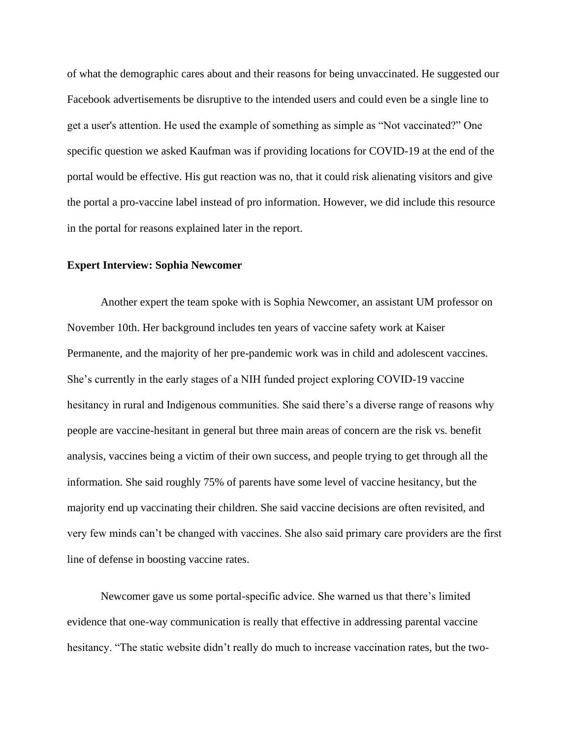of what the demographic cares about and their reasons for being unvaccinated. He suggested our Facebook advertisements be disruptive to the intended users and could even be a single line to get a user's attention. He used the example of something as simple as "Not vaccinated?" One specific question we asked Kaufman was if providing locations for COVID-19 at the end of the portal would be effective. His gut reaction was no, that it could risk alienating visitors and give the portal a pro-vaccine label instead of pro information. However, we did include this resource in the portal for reasons explained later in the report.

**Expert Interview: Sophia Newcomer**

Another expert the team spoke with is Sophia Newcomer, an assistant UM professor on November 10th. Her background includes ten years of vaccine safety work at Kaiser Permanente, and the majority of her pre-pandemic work was in child and adolescent vaccines. She's currently in the early stages of a NIH funded project exploring COVID-19 vaccine hesitancy in rural and Indigenous communities. She said there's a diverse range of reasons why people are vaccine-hesitant in general but three main areas of concern are the risk vs. benefit analysis, vaccines being a victim of their own success, and people trying to get through all the information. She said roughly 75% of parents have some level of vaccine hesitancy, but the majority end up vaccinating their children. She said vaccine decisions are often revisited, and very few minds can't be changed with vaccines. She also said primary care providers are the first line of defense in boosting vaccine rates.

Newcomer gave us some portal-specific advice. She warned us that there's limited evidence that one-way communication is really that effective in addressing parental vaccine hesitancy. "The static website didn't really do much to increase vaccination rates, but the two-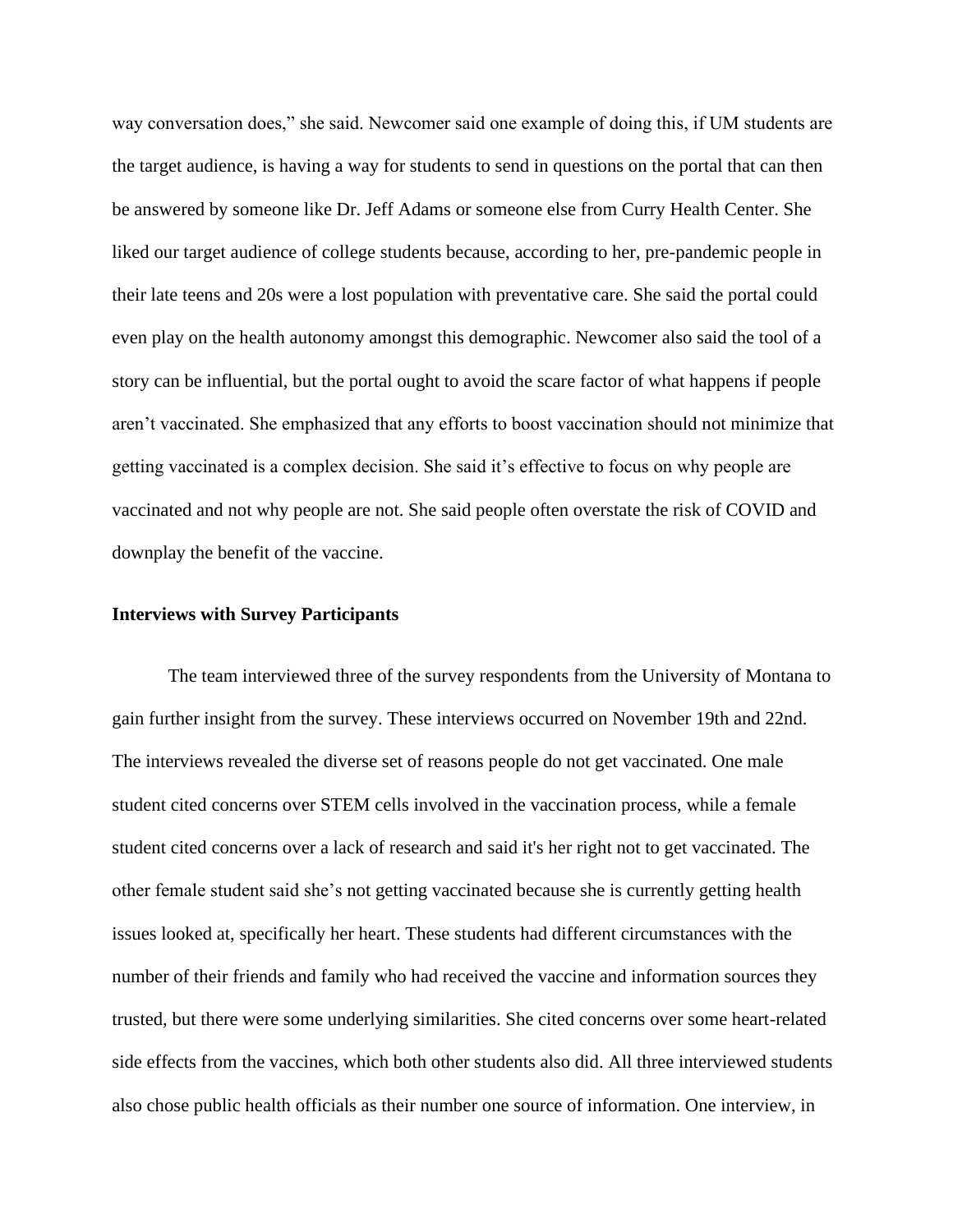way conversation does," she said. Newcomer said one example of doing this, if UM students are the target audience, is having a way for students to send in questions on the portal that can then be answered by someone like Dr. Jeff Adams or someone else from Curry Health Center. She liked our target audience of college students because, according to her, pre-pandemic people in their late teens and 20s were a lost population with preventative care. She said the portal could even play on the health autonomy amongst this demographic. Newcomer also said the tool of a story can be influential, but the portal ought to avoid the scare factor of what happens if people aren't vaccinated. She emphasized that any efforts to boost vaccination should not minimize that getting vaccinated is a complex decision. She said it's effective to focus on why people are vaccinated and not why people are not. She said people often overstate the risk of COVID and downplay the benefit of the vaccine.

**Interviews with Survey Participants**

The team interviewed three of the survey respondents from the University of Montana to gain further insight from the survey. These interviews occurred on November 19th and 22nd. The interviews revealed the diverse set of reasons people do not get vaccinated. One male student cited concerns over STEM cells involved in the vaccination process, while a female student cited concerns over a lack of research and said it's her right not to get vaccinated. The other female student said she's not getting vaccinated because she is currently getting health issues looked at, specifically her heart. These students had different circumstances with the number of their friends and family who had received the vaccine and information sources they trusted, but there were some underlying similarities. She cited concerns over some heart-related side effects from the vaccines, which both other students also did. All three interviewed students also chose public health officials as their number one source of information. One interview, in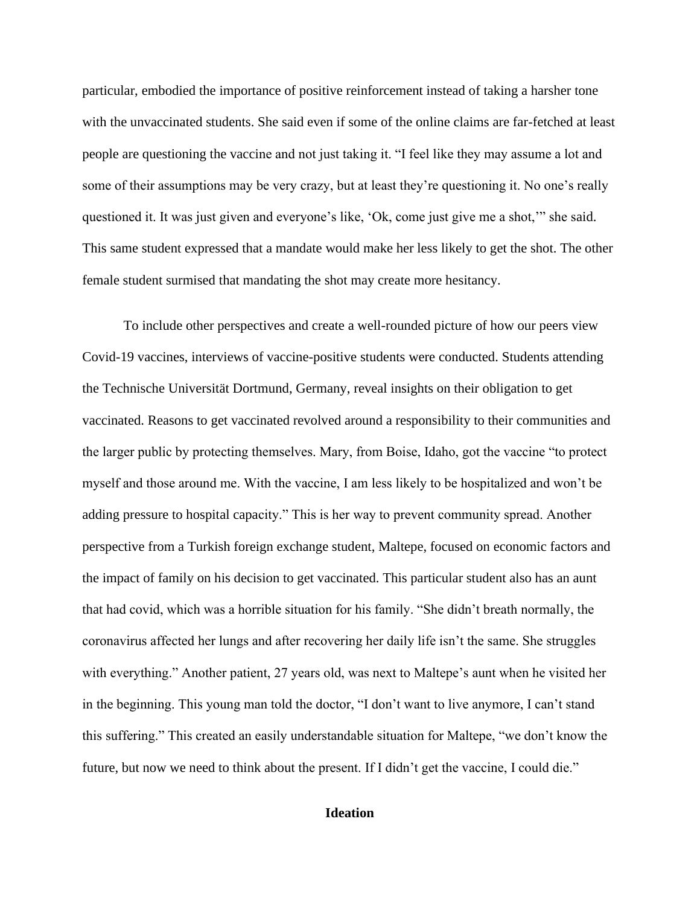particular, embodied the importance of positive reinforcement instead of taking a harsher tone with the unvaccinated students. She said even if some of the online claims are far-fetched at least people are questioning the vaccine and not just taking it. "I feel like they may assume a lot and some of their assumptions may be very crazy, but at least they're questioning it. No one's really questioned it. It was just given and everyone's like, 'Ok, come just give me a shot,'" she said. This same student expressed that a mandate would make her less likely to get the shot. The other female student surmised that mandating the shot may create more hesitancy.

To include other perspectives and create a well-rounded picture of how our peers view Covid-19 vaccines, interviews of vaccine-positive students were conducted. Students attending the Technische Universität Dortmund, Germany, reveal insights on their obligation to get vaccinated. Reasons to get vaccinated revolved around a responsibility to their communities and the larger public by protecting themselves. Mary, from Boise, Idaho, got the vaccine "to protect myself and those around me. With the vaccine, I am less likely to be hospitalized and won't be adding pressure to hospital capacity." This is her way to prevent community spread. Another perspective from a Turkish foreign exchange student, Maltepe, focused on economic factors and the impact of family on his decision to get vaccinated. This particular student also has an aunt that had covid, which was a horrible situation for his family. "She didn't breath normally, the coronavirus affected her lungs and after recovering her daily life isn't the same. She struggles with everything." Another patient, 27 years old, was next to Maltepe's aunt when he visited her in the beginning. This young man told the doctor, "I don't want to live anymore, I can't stand this suffering." This created an easily understandable situation for Maltepe, "we don't know the future, but now we need to think about the present. If I didn't get the vaccine, I could die."

## Ideation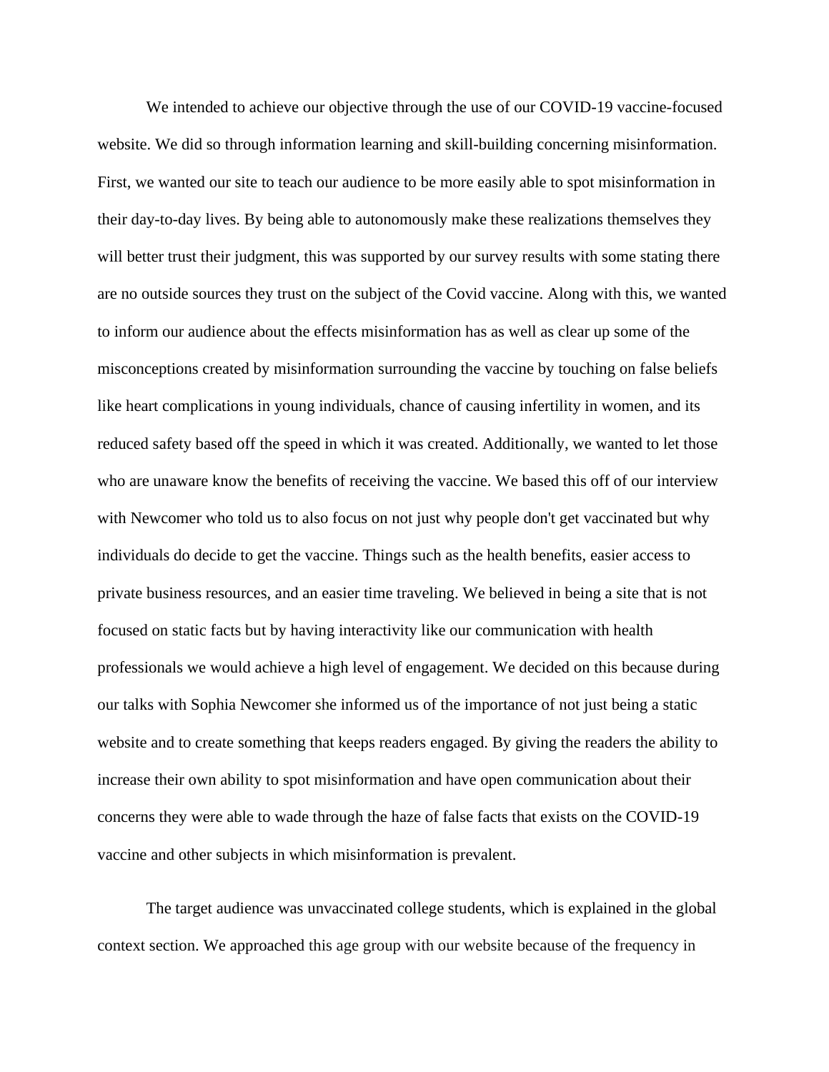We intended to achieve our objective through the use of our COVID-19 vaccine-focused website. We did so through information learning and skill-building concerning misinformation. First, we wanted our site to teach our audience to be more easily able to spot misinformation in their day-to-day lives. By being able to autonomously make these realizations themselves they will better trust their judgment, this was supported by our survey results with some stating there are no outside sources they trust on the subject of the Covid vaccine. Along with this, we wanted to inform our audience about the effects misinformation has as well as clear up some of the misconceptions created by misinformation surrounding the vaccine by touching on false beliefs like heart complications in young individuals, chance of causing infertility in women, and its reduced safety based off the speed in which it was created. Additionally, we wanted to let those who are unaware know the benefits of receiving the vaccine. We based this off of our interview with Newcomer who told us to also focus on not just why people don't get vaccinated but why individuals do decide to get the vaccine. Things such as the health benefits, easier access to private business resources, and an easier time traveling. We believed in being a site that is not focused on static facts but by having interactivity like our communication with health professionals we would achieve a high level of engagement. We decided on this because during our talks with Sophia Newcomer she informed us of the importance of not just being a static website and to create something that keeps readers engaged. By giving the readers the ability to increase their own ability to spot misinformation and have open communication about their concerns they were able to wade through the haze of false facts that exists on the COVID-19 vaccine and other subjects in which misinformation is prevalent.

The target audience was unvaccinated college students, which is explained in the global context section. We approached this age group with our website because of the frequency in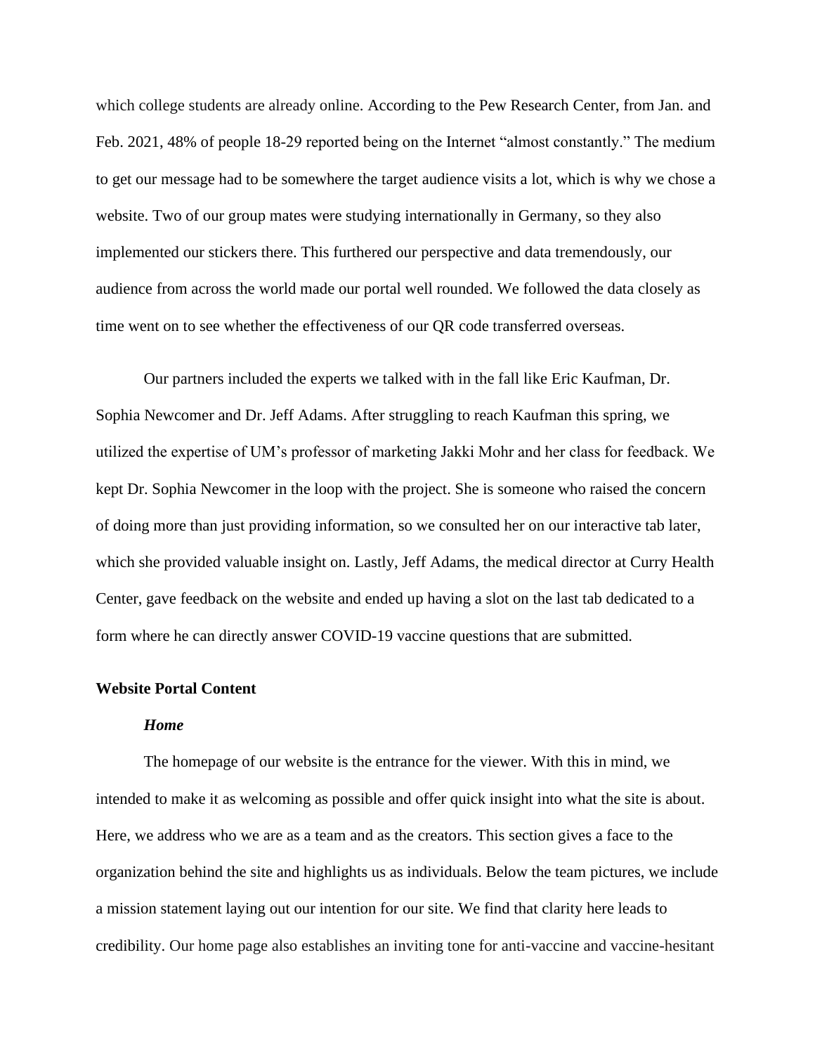which college students are already online. According to the Pew Research Center, from Jan. and Feb. 2021, 48% of people 18-29 reported being on the Internet "almost constantly." The medium to get our message had to be somewhere the target audience visits a lot, which is why we chose a website. Two of our group mates were studying internationally in Germany, so they also implemented our stickers there. This furthered our perspective and data tremendously, our audience from across the world made our portal well rounded. We followed the data closely as time went on to see whether the effectiveness of our QR code transferred overseas.

Our partners included the experts we talked with in the fall like Eric Kaufman, Dr. Sophia Newcomer and Dr. Jeff Adams. After struggling to reach Kaufman this spring, we utilized the expertise of UM's professor of marketing Jakki Mohr and her class for feedback. We kept Dr. Sophia Newcomer in the loop with the project. She is someone who raised the concern of doing more than just providing information, so we consulted her on our interactive tab later, which she provided valuable insight on. Lastly, Jeff Adams, the medical director at Curry Health Center, gave feedback on the website and ended up having a slot on the last tab dedicated to a form where he can directly answer COVID-19 vaccine questions that are submitted.

## Website Portal Content

### *Home*

The homepage of our website is the entrance for the viewer. With this in mind, we intended to make it as welcoming as possible and offer quick insight into what the site is about. Here, we address who we are as a team and as the creators. This section gives a face to the organization behind the site and highlights us as individuals. Below the team pictures, we include a mission statement laying out our intention for our site. We find that clarity here leads to credibility. Our home page also establishes an inviting tone for anti-vaccine and vaccine-hesitant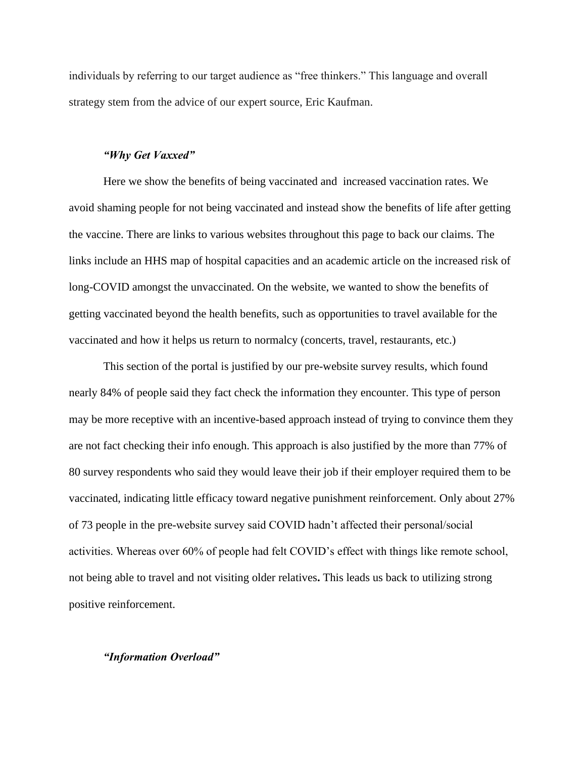individuals by referring to our target audience as "free thinkers." This language and overall strategy stem from the advice of our expert source, Eric Kaufman.

### *"Why Get Vaxxed"*

Here we show the benefits of being vaccinated and increased vaccination rates. We avoid shaming people for not being vaccinated and instead show the benefits of life after getting the vaccine. There are links to various websites throughout this page to back our claims. The links include an HHS map of hospital capacities and an academic article on the increased risk of long-COVID amongst the unvaccinated. On the website, we wanted to show the benefits of getting vaccinated beyond the health benefits, such as opportunities to travel available for the vaccinated and how it helps us return to normalcy (concerts, travel, restaurants, etc.)

This section of the portal is justified by our pre-website survey results, which found nearly 84% of people said they fact check the information they encounter. This type of person may be more receptive with an incentive-based approach instead of trying to convince them they are not fact checking their info enough. This approach is also justified by the more than 77% of 80 survey respondents who said they would leave their job if their employer required them to be vaccinated, indicating little efficacy toward negative punishment reinforcement. Only about 27% of 73 people in the pre-website survey said COVID hadn't affected their personal/social activities. Whereas over 60% of people had felt COVID's effect with things like remote school, not being able to travel and not visiting older relatives**.** This leads us back to utilizing strong positive reinforcement.

### *"Information Overload"*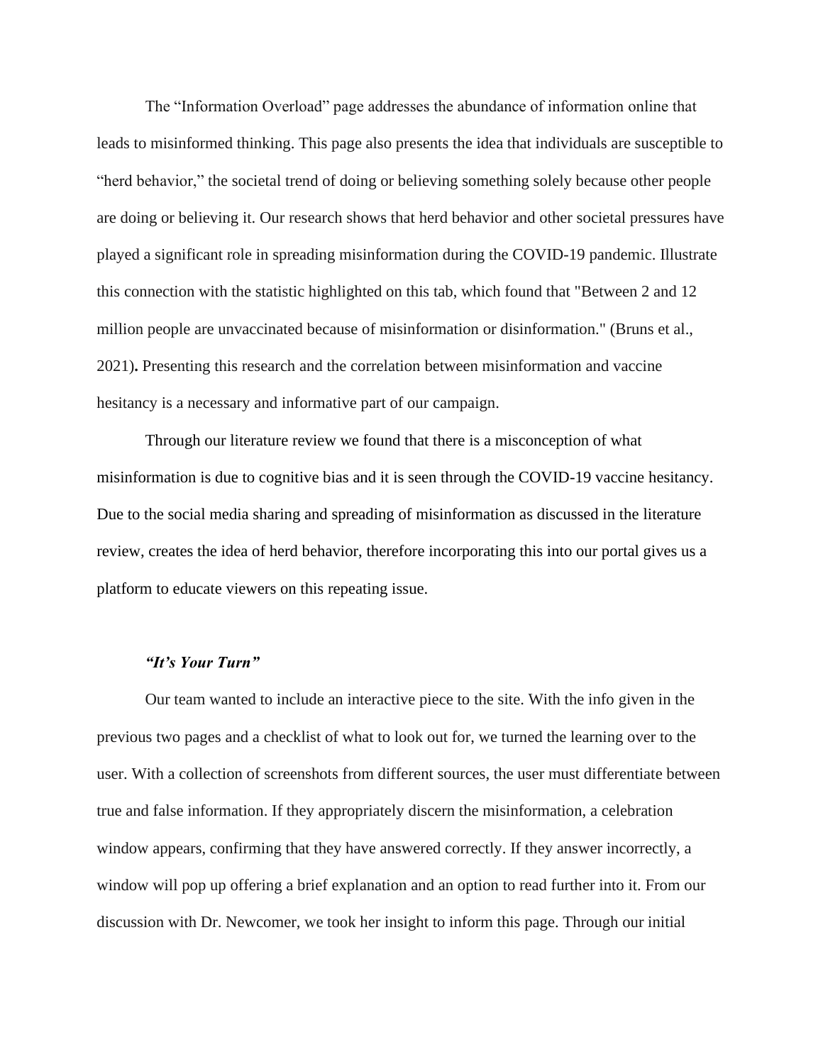The "Information Overload" page addresses the abundance of information online that leads to misinformed thinking. This page also presents the idea that individuals are susceptible to "herd behavior," the societal trend of doing or believing something solely because other people are doing or believing it. Our research shows that herd behavior and other societal pressures have played a significant role in spreading misinformation during the COVID-19 pandemic. Illustrate this connection with the statistic highlighted on this tab, which found that "Between 2 and 12 million people are unvaccinated because of misinformation or disinformation." (Bruns et al., 2021)**.** Presenting this research and the correlation between misinformation and vaccine hesitancy is a necessary and informative part of our campaign.

Through our literature review we found that there is a misconception of what misinformation is due to cognitive bias and it is seen through the COVID-19 vaccine hesitancy. Due to the social media sharing and spreading of misinformation as discussed in the literature review, creates the idea of herd behavior, therefore incorporating this into our portal gives us a platform to educate viewers on this repeating issue.

### ***"It's Your Turn"***

Our team wanted to include an interactive piece to the site. With the info given in the previous two pages and a checklist of what to look out for, we turned the learning over to the user. With a collection of screenshots from different sources, the user must differentiate between true and false information. If they appropriately discern the misinformation, a celebration window appears, confirming that they have answered correctly. If they answer incorrectly, a window will pop up offering a brief explanation and an option to read further into it. From our discussion with Dr. Newcomer, we took her insight to inform this page. Through our initial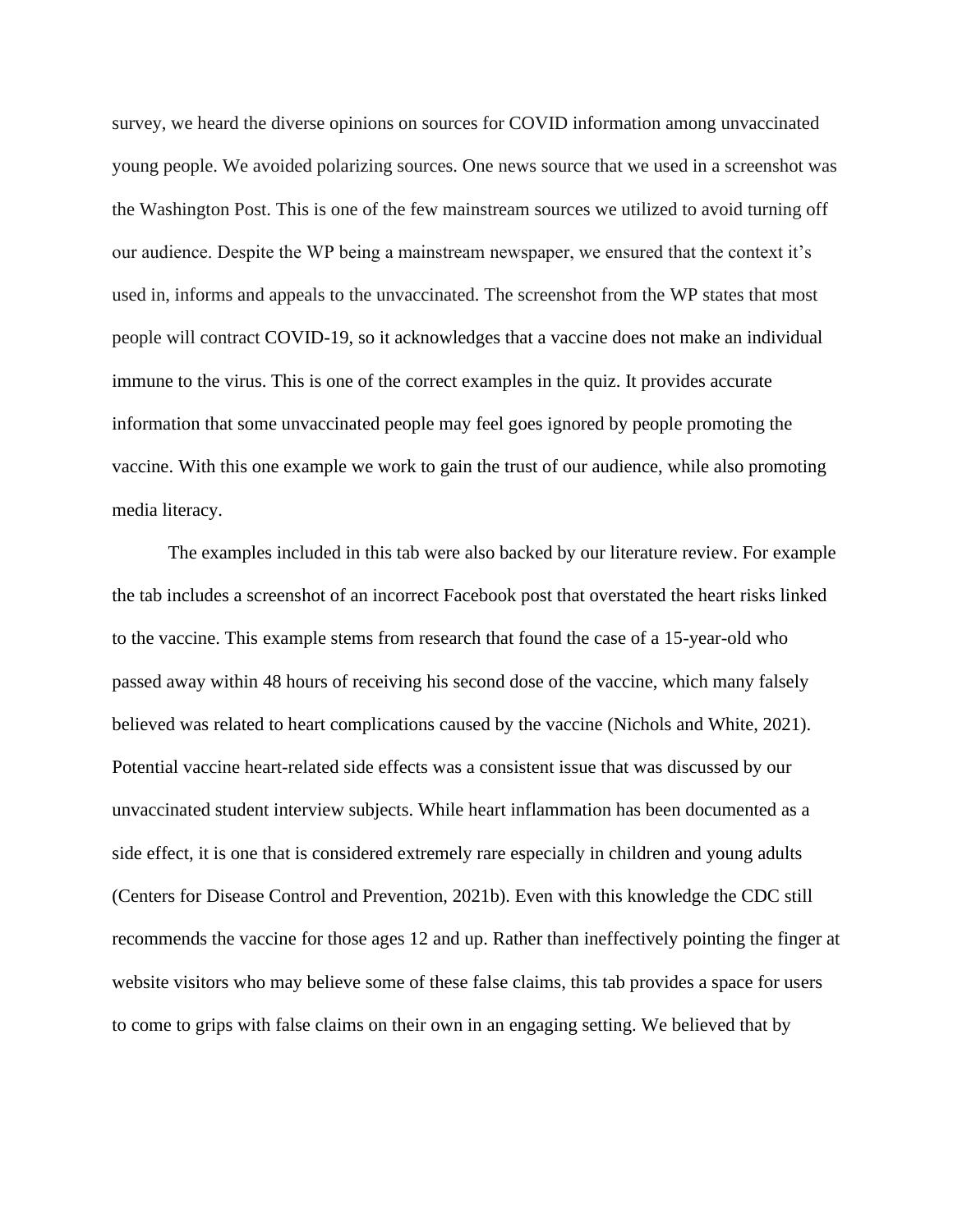survey, we heard the diverse opinions on sources for COVID information among unvaccinated young people. We avoided polarizing sources. One news source that we used in a screenshot was the Washington Post. This is one of the few mainstream sources we utilized to avoid turning off our audience. Despite the WP being a mainstream newspaper, we ensured that the context it's used in, informs and appeals to the unvaccinated. The screenshot from the WP states that most people will contract COVID-19, so it acknowledges that a vaccine does not make an individual immune to the virus. This is one of the correct examples in the quiz. It provides accurate information that some unvaccinated people may feel goes ignored by people promoting the vaccine. With this one example we work to gain the trust of our audience, while also promoting media literacy.

The examples included in this tab were also backed by our literature review. For example the tab includes a screenshot of an incorrect Facebook post that overstated the heart risks linked to the vaccine. This example stems from research that found the case of a 15-year-old who passed away within 48 hours of receiving his second dose of the vaccine, which many falsely believed was related to heart complications caused by the vaccine (Nichols and White, 2021). Potential vaccine heart-related side effects was a consistent issue that was discussed by our unvaccinated student interview subjects. While heart inflammation has been documented as a side effect, it is one that is considered extremely rare especially in children and young adults (Centers for Disease Control and Prevention, 2021b). Even with this knowledge the CDC still recommends the vaccine for those ages 12 and up. Rather than ineffectively pointing the finger at website visitors who may believe some of these false claims, this tab provides a space for users to come to grips with false claims on their own in an engaging setting. We believed that by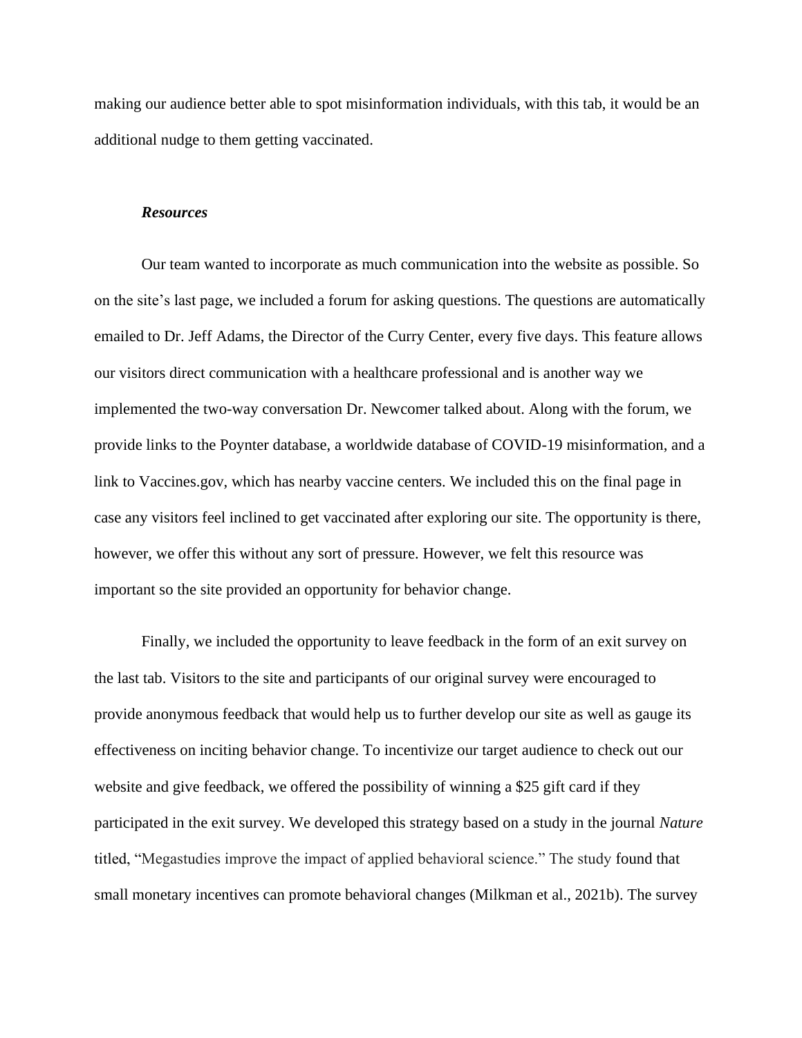making our audience better able to spot misinformation individuals, with this tab, it would be an additional nudge to them getting vaccinated.

### *Resources*

Our team wanted to incorporate as much communication into the website as possible. So on the site's last page, we included a forum for asking questions. The questions are automatically emailed to Dr. Jeff Adams, the Director of the Curry Center, every five days. This feature allows our visitors direct communication with a healthcare professional and is another way we implemented the two-way conversation Dr. Newcomer talked about. Along with the forum, we provide links to the Poynter database, a worldwide database of COVID-19 misinformation, and a link to Vaccines.gov, which has nearby vaccine centers. We included this on the final page in case any visitors feel inclined to get vaccinated after exploring our site. The opportunity is there, however, we offer this without any sort of pressure. However, we felt this resource was important so the site provided an opportunity for behavior change.

Finally, we included the opportunity to leave feedback in the form of an exit survey on the last tab. Visitors to the site and participants of our original survey were encouraged to provide anonymous feedback that would help us to further develop our site as well as gauge its effectiveness on inciting behavior change. To incentivize our target audience to check out our website and give feedback, we offered the possibility of winning a $25 gift card if they participated in the exit survey. We developed this strategy based on a study in the journal *Nature* titled, "Megastudies improve the impact of applied behavioral science." The study found that small monetary incentives can promote behavioral changes (Milkman et al., 2021b). The survey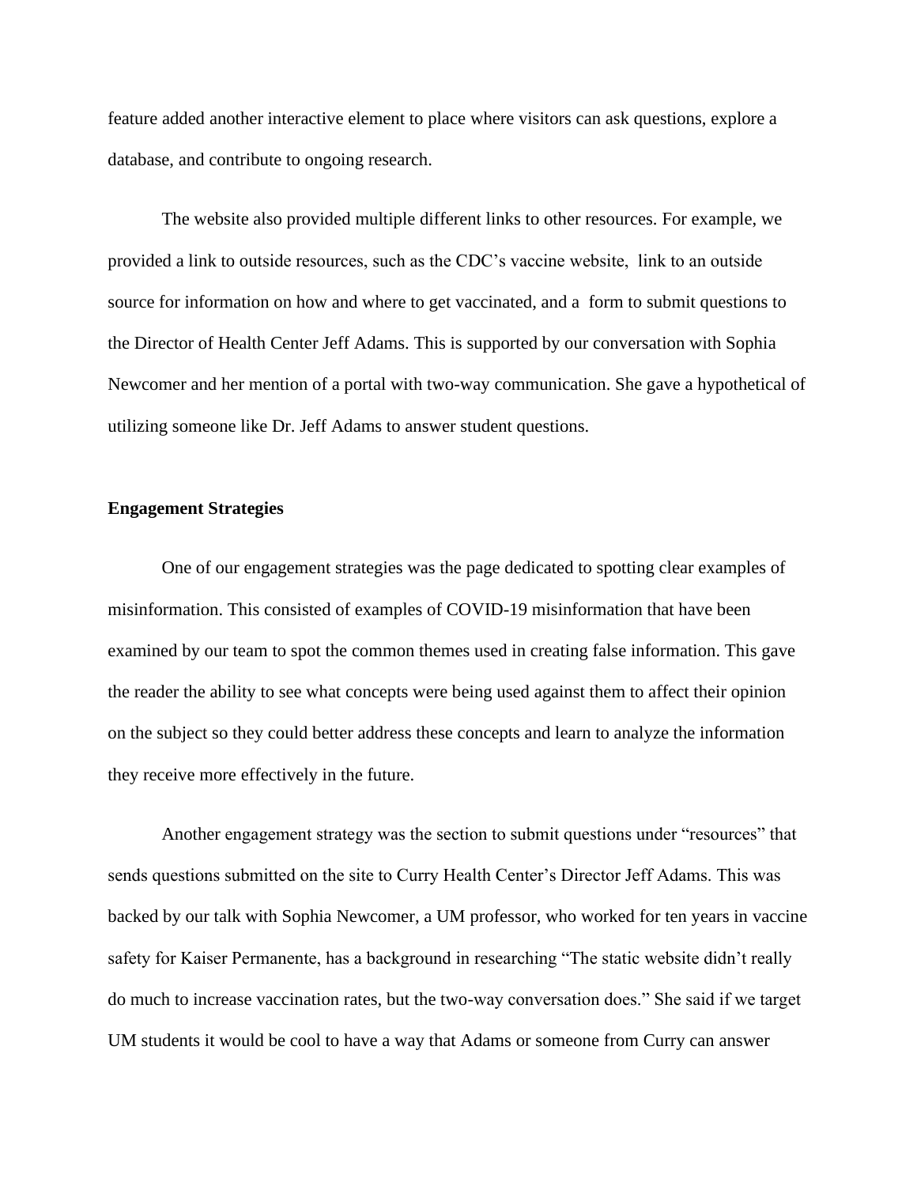feature added another interactive element to place where visitors can ask questions, explore a database, and contribute to ongoing research.

The website also provided multiple different links to other resources. For example, we provided a link to outside resources, such as the CDC's vaccine website, link to an outside source for information on how and where to get vaccinated, and a form to submit questions to the Director of Health Center Jeff Adams. This is supported by our conversation with Sophia Newcomer and her mention of a portal with two-way communication. She gave a hypothetical of utilizing someone like Dr. Jeff Adams to answer student questions.

**Engagement Strategies**

One of our engagement strategies was the page dedicated to spotting clear examples of misinformation. This consisted of examples of COVID-19 misinformation that have been examined by our team to spot the common themes used in creating false information. This gave the reader the ability to see what concepts were being used against them to affect their opinion on the subject so they could better address these concepts and learn to analyze the information they receive more effectively in the future.

Another engagement strategy was the section to submit questions under "resources" that sends questions submitted on the site to Curry Health Center's Director Jeff Adams. This was backed by our talk with Sophia Newcomer, a UM professor, who worked for ten years in vaccine safety for Kaiser Permanente, has a background in researching "The static website didn't really do much to increase vaccination rates, but the two-way conversation does." She said if we target UM students it would be cool to have a way that Adams or someone from Curry can answer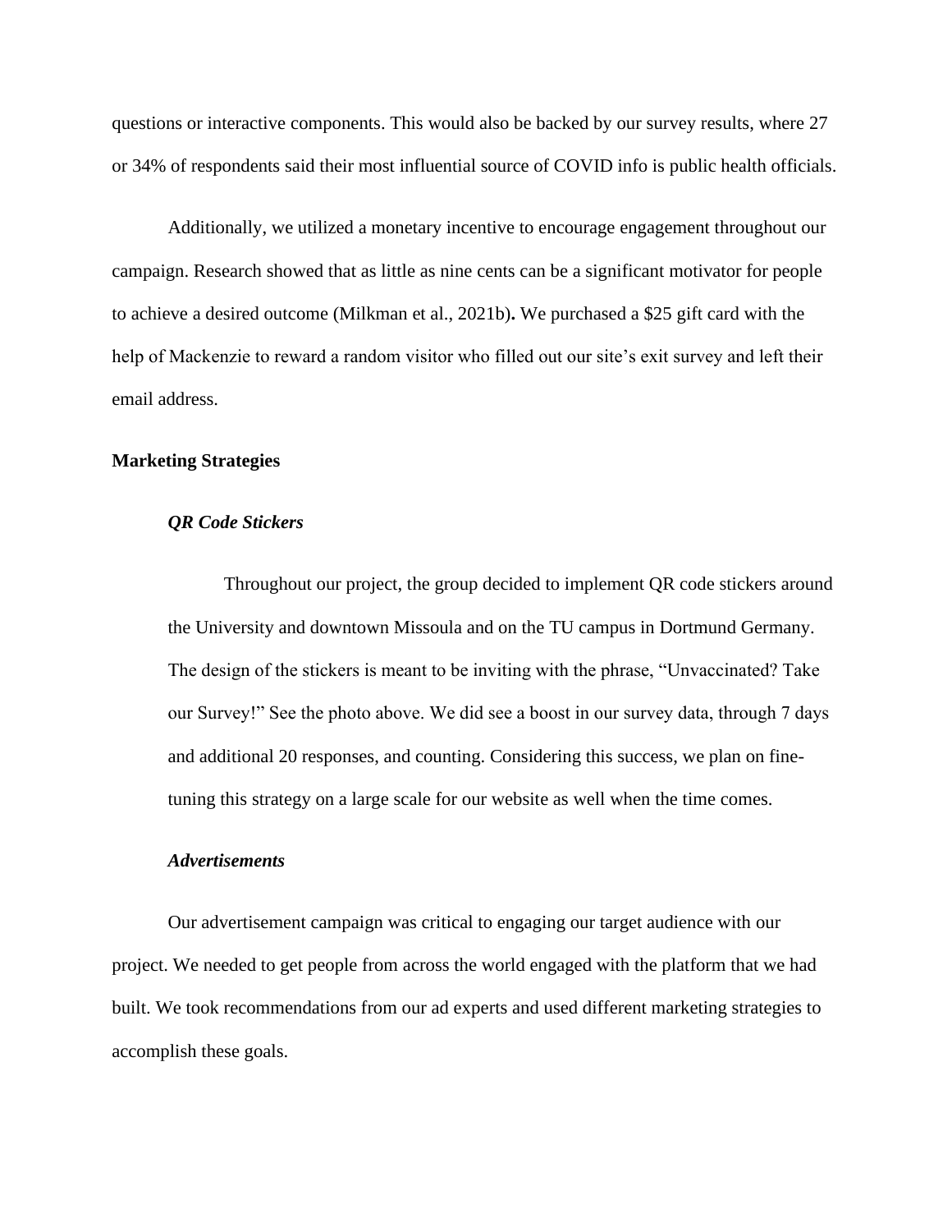questions or interactive components. This would also be backed by our survey results, where 27 or 34% of respondents said their most influential source of COVID info is public health officials.

Additionally, we utilized a monetary incentive to encourage engagement throughout our campaign. Research showed that as little as nine cents can be a significant motivator for people to achieve a desired outcome (Milkman et al., 2021b)**.** We purchased a $25 gift card with the help of Mackenzie to reward a random visitor who filled out our site's exit survey and left their email address.

**Marketing Strategies**

***QR Code Stickers***

Throughout our project, the group decided to implement QR code stickers around the University and downtown Missoula and on the TU campus in Dortmund Germany. The design of the stickers is meant to be inviting with the phrase, "Unvaccinated? Take our Survey!" See the photo above. We did see a boost in our survey data, through 7 days and additional 20 responses, and counting. Considering this success, we plan on fine-tuning this strategy on a large scale for our website as well when the time comes.

***Advertisements***

Our advertisement campaign was critical to engaging our target audience with our project. We needed to get people from across the world engaged with the platform that we had built. We took recommendations from our ad experts and used different marketing strategies to accomplish these goals.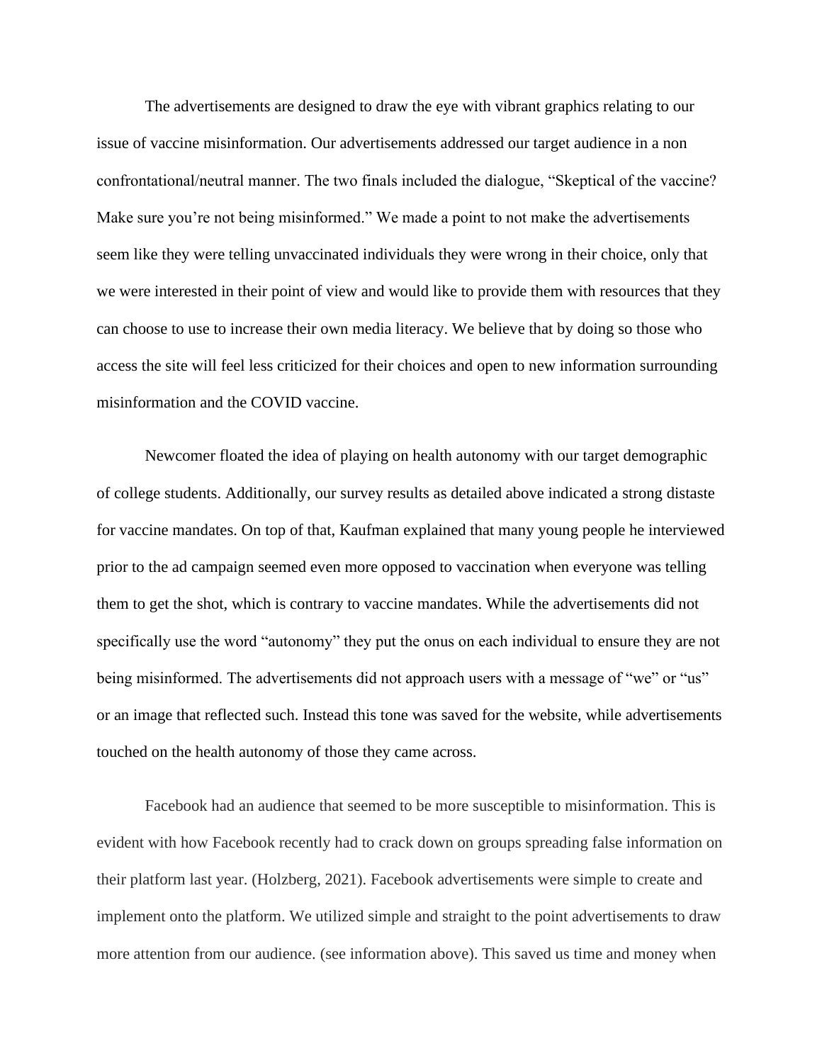The advertisements are designed to draw the eye with vibrant graphics relating to our issue of vaccine misinformation. Our advertisements addressed our target audience in a non confrontational/neutral manner. The two finals included the dialogue, “Skeptical of the vaccine? Make sure you’re not being misinformed.” We made a point to not make the advertisements seem like they were telling unvaccinated individuals they were wrong in their choice, only that we were interested in their point of view and would like to provide them with resources that they can choose to use to increase their own media literacy. We believe that by doing so those who access the site will feel less criticized for their choices and open to new information surrounding misinformation and the COVID vaccine.

Newcomer floated the idea of playing on health autonomy with our target demographic of college students. Additionally, our survey results as detailed above indicated a strong distaste for vaccine mandates. On top of that, Kaufman explained that many young people he interviewed prior to the ad campaign seemed even more opposed to vaccination when everyone was telling them to get the shot, which is contrary to vaccine mandates. While the advertisements did not specifically use the word “autonomy” they put the onus on each individual to ensure they are not being misinformed. The advertisements did not approach users with a message of “we” or “us” or an image that reflected such. Instead this tone was saved for the website, while advertisements touched on the health autonomy of those they came across.

Facebook had an audience that seemed to be more susceptible to misinformation. This is evident with how Facebook recently had to crack down on groups spreading false information on their platform last year. (Holzberg, 2021). Facebook advertisements were simple to create and implement onto the platform. We utilized simple and straight to the point advertisements to draw more attention from our audience. (see information above). This saved us time and money when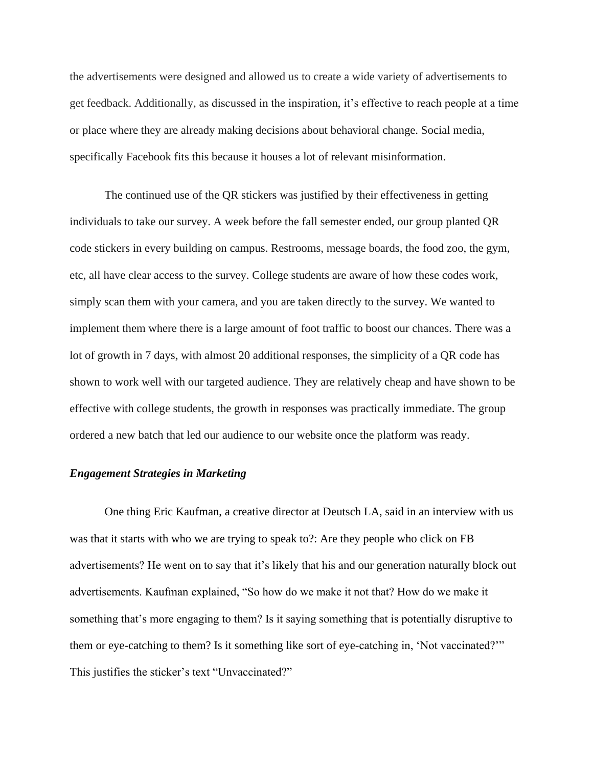the advertisements were designed and allowed us to create a wide variety of advertisements to get feedback. Additionally, as discussed in the inspiration, it's effective to reach people at a time or place where they are already making decisions about behavioral change. Social media, specifically Facebook fits this because it houses a lot of relevant misinformation.

The continued use of the QR stickers was justified by their effectiveness in getting individuals to take our survey. A week before the fall semester ended, our group planted QR code stickers in every building on campus. Restrooms, message boards, the food zoo, the gym, etc, all have clear access to the survey. College students are aware of how these codes work, simply scan them with your camera, and you are taken directly to the survey. We wanted to implement them where there is a large amount of foot traffic to boost our chances. There was a lot of growth in 7 days, with almost 20 additional responses, the simplicity of a QR code has shown to work well with our targeted audience. They are relatively cheap and have shown to be effective with college students, the growth in responses was practically immediate. The group ordered a new batch that led our audience to our website once the platform was ready.

### *Engagement Strategies in Marketing*

One thing Eric Kaufman, a creative director at Deutsch LA, said in an interview with us was that it starts with who we are trying to speak to?: Are they people who click on FB advertisements? He went on to say that it's likely that his and our generation naturally block out advertisements. Kaufman explained, "So how do we make it not that? How do we make it something that's more engaging to them? Is it saying something that is potentially disruptive to them or eye-catching to them? Is it something like sort of eye-catching in, 'Not vaccinated?'" This justifies the sticker's text "Unvaccinated?"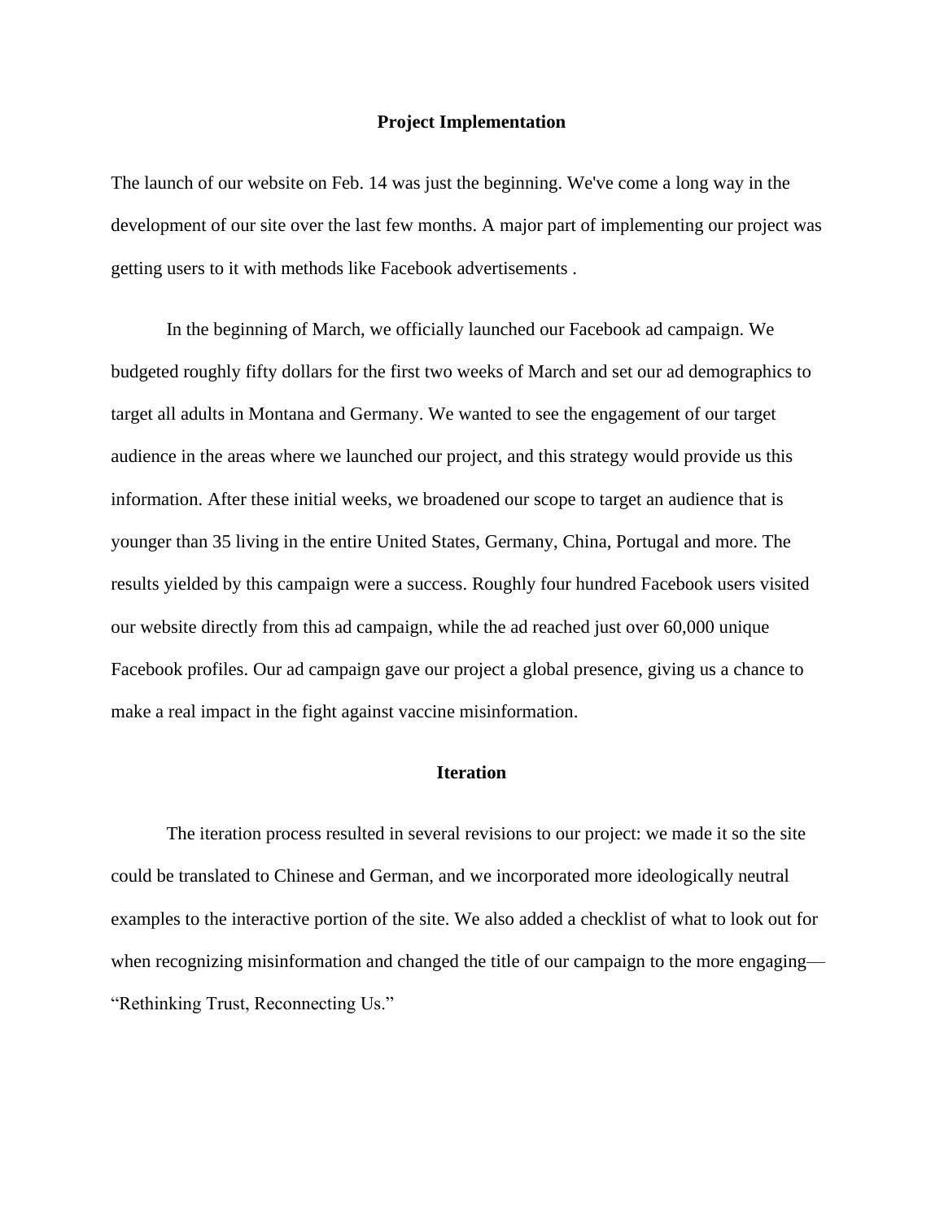## Project Implementation

The launch of our website on Feb. 14 was just the beginning. We've come a long way in the development of our site over the last few months. A major part of implementing our project was getting users to it with methods like Facebook advertisements .

In the beginning of March, we officially launched our Facebook ad campaign. We budgeted roughly fifty dollars for the first two weeks of March and set our ad demographics to target all adults in Montana and Germany. We wanted to see the engagement of our target audience in the areas where we launched our project, and this strategy would provide us this information. After these initial weeks, we broadened our scope to target an audience that is younger than 35 living in the entire United States, Germany, China, Portugal and more. The results yielded by this campaign were a success. Roughly four hundred Facebook users visited our website directly from this ad campaign, while the ad reached just over 60,000 unique Facebook profiles. Our ad campaign gave our project a global presence, giving us a chance to make a real impact in the fight against vaccine misinformation.

## Iteration

The iteration process resulted in several revisions to our project: we made it so the site could be translated to Chinese and German, and we incorporated more ideologically neutral examples to the interactive portion of the site. We also added a checklist of what to look out for when recognizing misinformation and changed the title of our campaign to the more engaging—"Rethinking Trust, Reconnecting Us."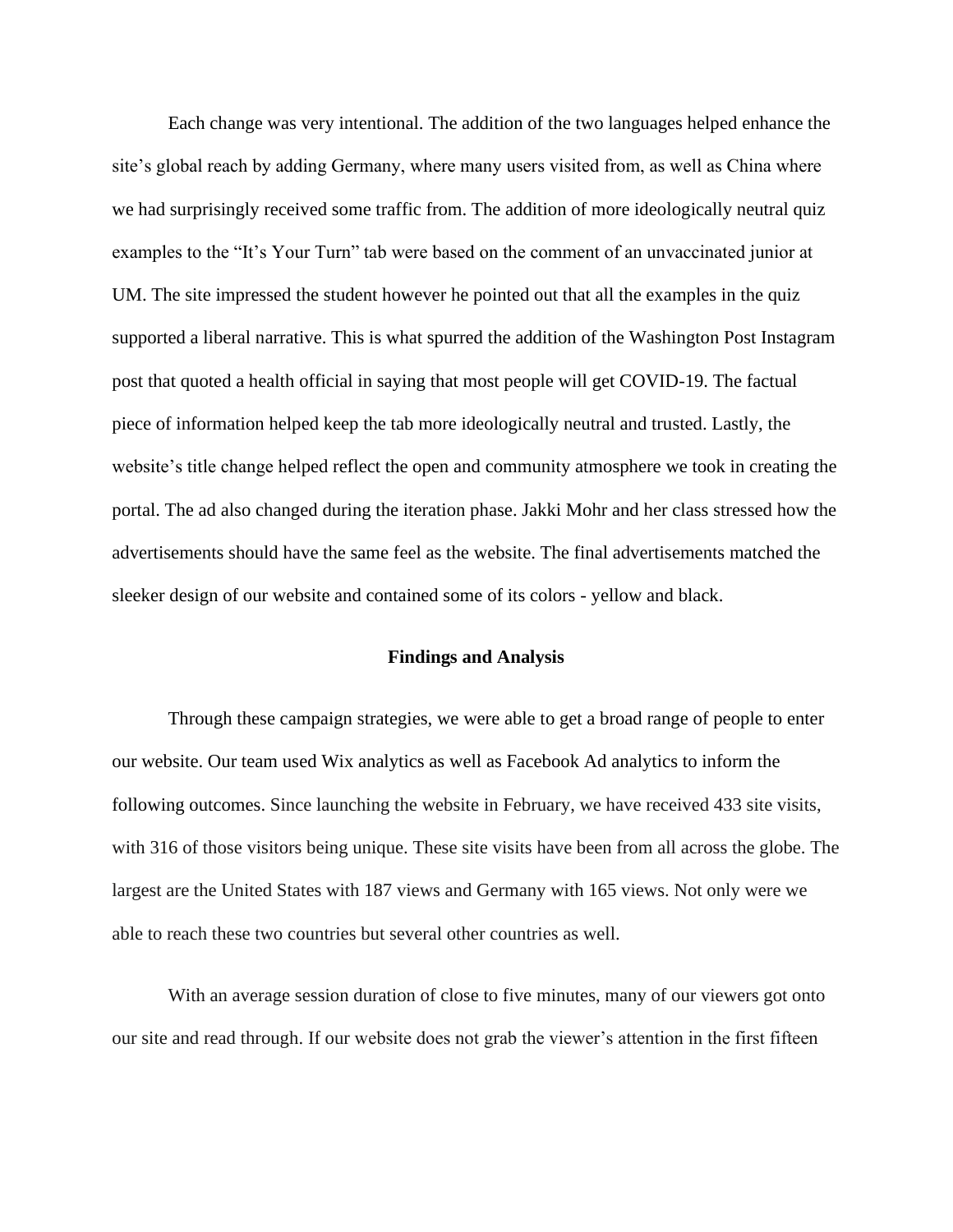Each change was very intentional. The addition of the two languages helped enhance the site's global reach by adding Germany, where many users visited from, as well as China where we had surprisingly received some traffic from. The addition of more ideologically neutral quiz examples to the "It's Your Turn" tab were based on the comment of an unvaccinated junior at UM. The site impressed the student however he pointed out that all the examples in the quiz supported a liberal narrative. This is what spurred the addition of the Washington Post Instagram post that quoted a health official in saying that most people will get COVID-19. The factual piece of information helped keep the tab more ideologically neutral and trusted. Lastly, the website's title change helped reflect the open and community atmosphere we took in creating the portal. The ad also changed during the iteration phase. Jakki Mohr and her class stressed how the advertisements should have the same feel as the website. The final advertisements matched the sleeker design of our website and contained some of its colors - yellow and black.

## Findings and Analysis

Through these campaign strategies, we were able to get a broad range of people to enter our website. Our team used Wix analytics as well as Facebook Ad analytics to inform the following outcomes. Since launching the website in February, we have received 433 site visits, with 316 of those visitors being unique. These site visits have been from all across the globe. The largest are the United States with 187 views and Germany with 165 views. Not only were we able to reach these two countries but several other countries as well.

With an average session duration of close to five minutes, many of our viewers got onto our site and read through. If our website does not grab the viewer's attention in the first fifteen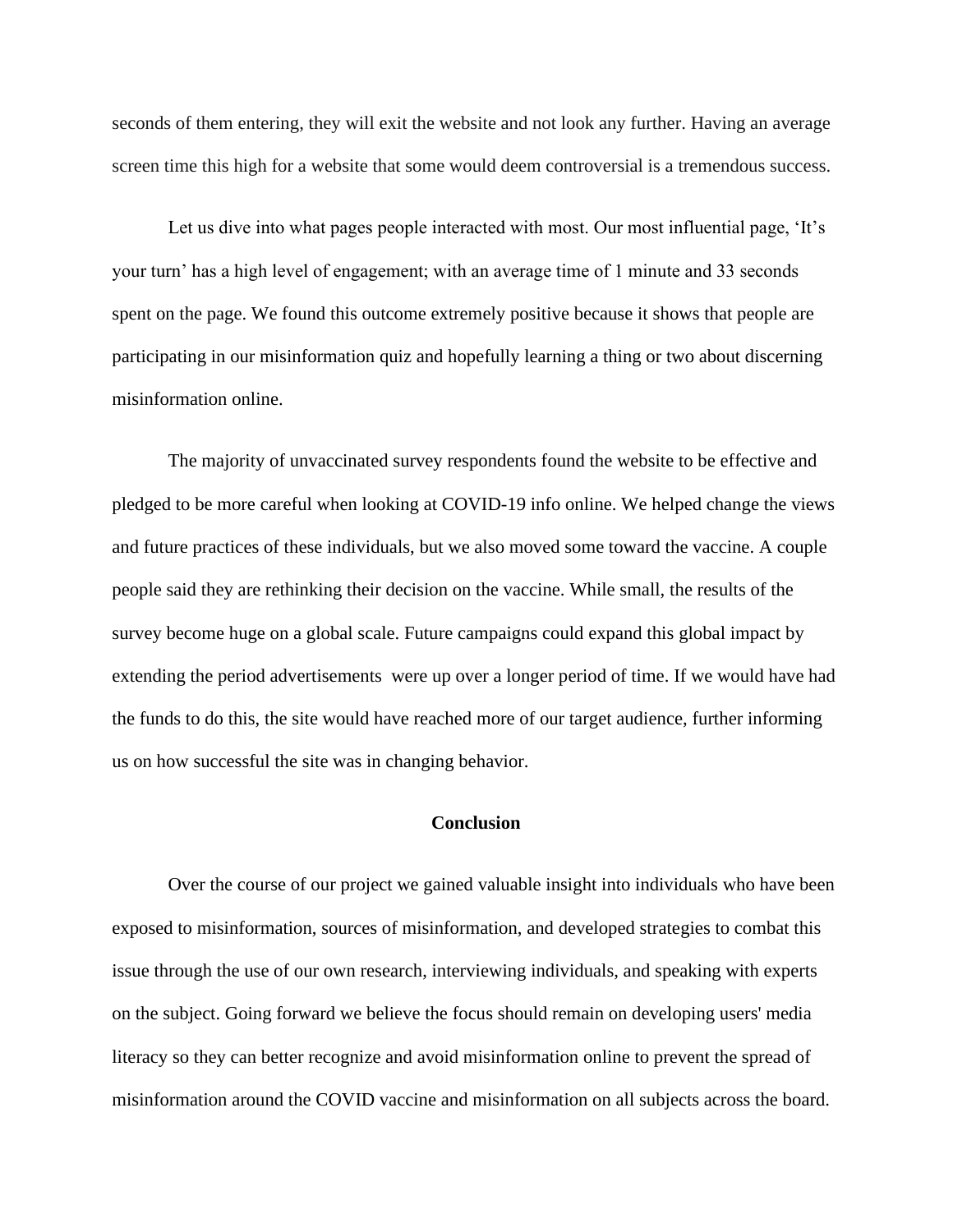seconds of them entering, they will exit the website and not look any further. Having an average screen time this high for a website that some would deem controversial is a tremendous success.

Let us dive into what pages people interacted with most. Our most influential page, 'It's your turn' has a high level of engagement; with an average time of 1 minute and 33 seconds spent on the page. We found this outcome extremely positive because it shows that people are participating in our misinformation quiz and hopefully learning a thing or two about discerning misinformation online.

The majority of unvaccinated survey respondents found the website to be effective and pledged to be more careful when looking at COVID-19 info online. We helped change the views and future practices of these individuals, but we also moved some toward the vaccine. A couple people said they are rethinking their decision on the vaccine. While small, the results of the survey become huge on a global scale. Future campaigns could expand this global impact by extending the period advertisements  were up over a longer period of time. If we would have had the funds to do this, the site would have reached more of our target audience, further informing us on how successful the site was in changing behavior.

## Conclusion

Over the course of our project we gained valuable insight into individuals who have been exposed to misinformation, sources of misinformation, and developed strategies to combat this issue through the use of our own research, interviewing individuals, and speaking with experts on the subject. Going forward we believe the focus should remain on developing users' media literacy so they can better recognize and avoid misinformation online to prevent the spread of misinformation around the COVID vaccine and misinformation on all subjects across the board.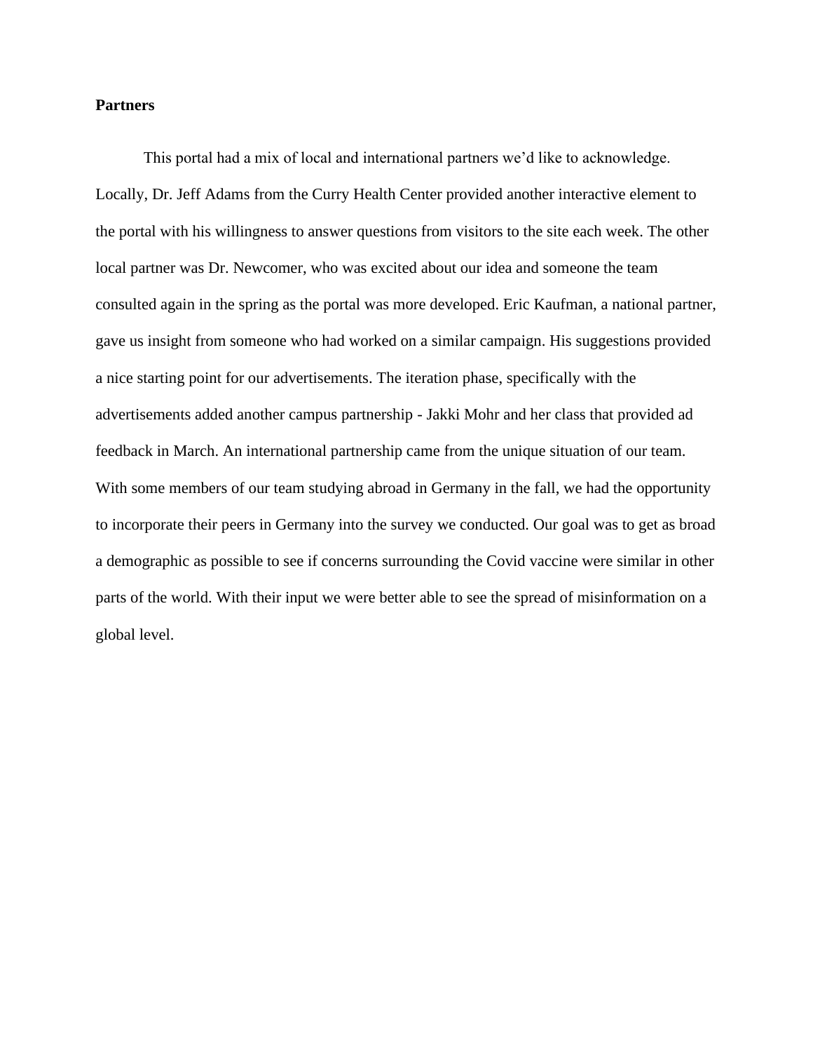**Partners**

This portal had a mix of local and international partners we'd like to acknowledge. Locally, Dr. Jeff Adams from the Curry Health Center provided another interactive element to the portal with his willingness to answer questions from visitors to the site each week. The other local partner was Dr. Newcomer, who was excited about our idea and someone the team consulted again in the spring as the portal was more developed. Eric Kaufman, a national partner, gave us insight from someone who had worked on a similar campaign. His suggestions provided a nice starting point for our advertisements. The iteration phase, specifically with the advertisements added another campus partnership - Jakki Mohr and her class that provided ad feedback in March. An international partnership came from the unique situation of our team. With some members of our team studying abroad in Germany in the fall, we had the opportunity to incorporate their peers in Germany into the survey we conducted. Our goal was to get as broad a demographic as possible to see if concerns surrounding the Covid vaccine were similar in other parts of the world. With their input we were better able to see the spread of misinformation on a global level.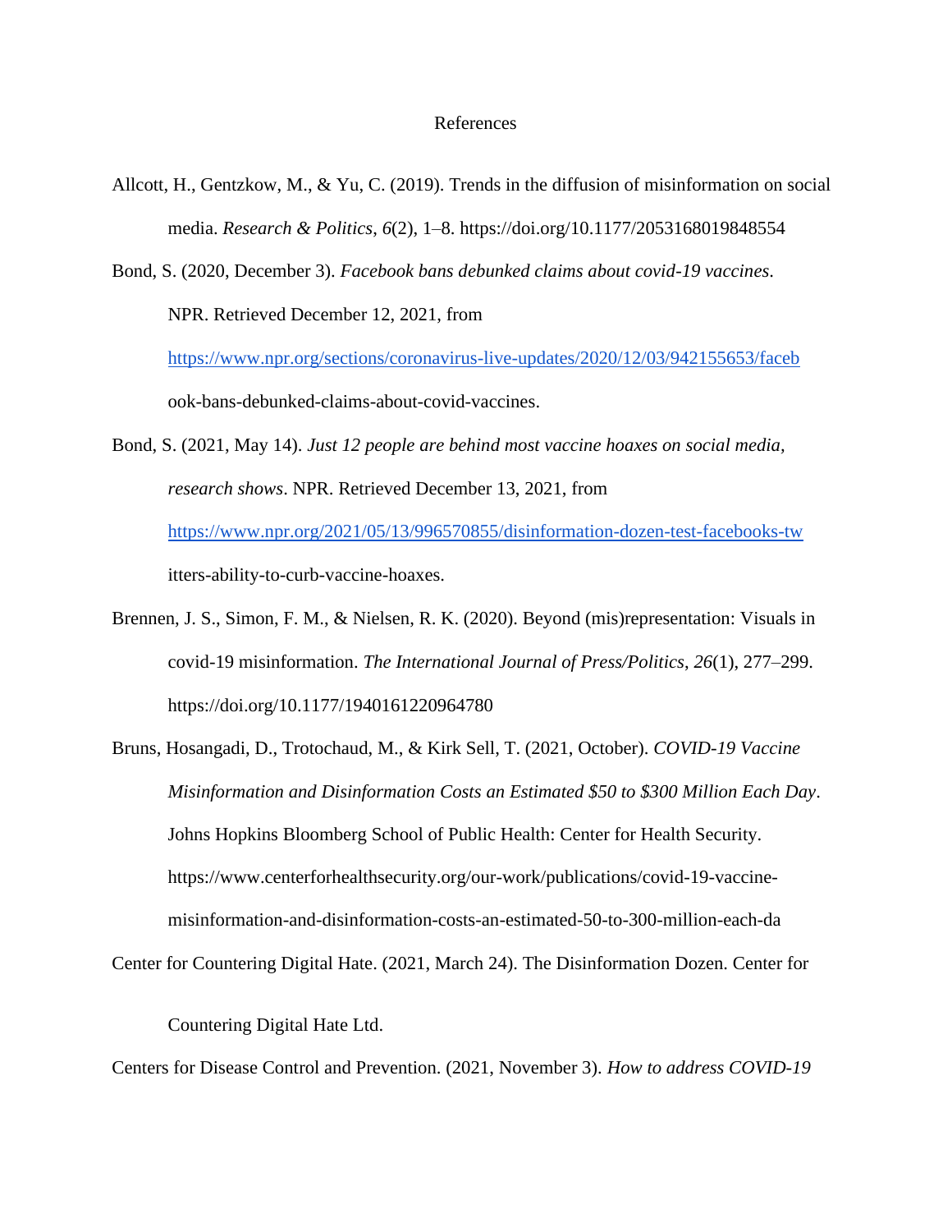# References

Allcott, H., Gentzkow, M., & Yu, C. (2019). Trends in the diffusion of misinformation on social media. *Research & Politics*, *6*(2), 1–8. https://doi.org/10.1177/2053168019848554

Bond, S. (2020, December 3). *Facebook bans debunked claims about covid-19 vaccines*. NPR. Retrieved December 12, 2021, from https://www.npr.org/sections/coronavirus-live-updates/2020/12/03/942155653/facebook-bans-debunked-claims-about-covid-vaccines.

Bond, S. (2021, May 14). *Just 12 people are behind most vaccine hoaxes on social media, research shows*. NPR. Retrieved December 13, 2021, from https://www.npr.org/2021/05/13/996570855/disinformation-dozen-test-facebooks-twitters-ability-to-curb-vaccine-hoaxes.

Brennen, J. S., Simon, F. M., & Nielsen, R. K. (2020). Beyond (mis)representation: Visuals in covid-19 misinformation. *The International Journal of Press/Politics*, *26*(1), 277–299. https://doi.org/10.1177/1940161220964780

Bruns, Hosangadi, D., Trotochaud, M., & Kirk Sell, T. (2021, October). *COVID-19 Vaccine Misinformation and Disinformation Costs an Estimated $50 to $300 Million Each Day*. Johns Hopkins Bloomberg School of Public Health: Center for Health Security. https://www.centerforhealthsecurity.org/our-work/publications/covid-19-vaccine-misinformation-and-disinformation-costs-an-estimated-50-to-300-million-each-da

Center for Countering Digital Hate. (2021, March 24). The Disinformation Dozen. Center for Countering Digital Hate Ltd.

Centers for Disease Control and Prevention. (2021, November 3). *How to address COVID-19*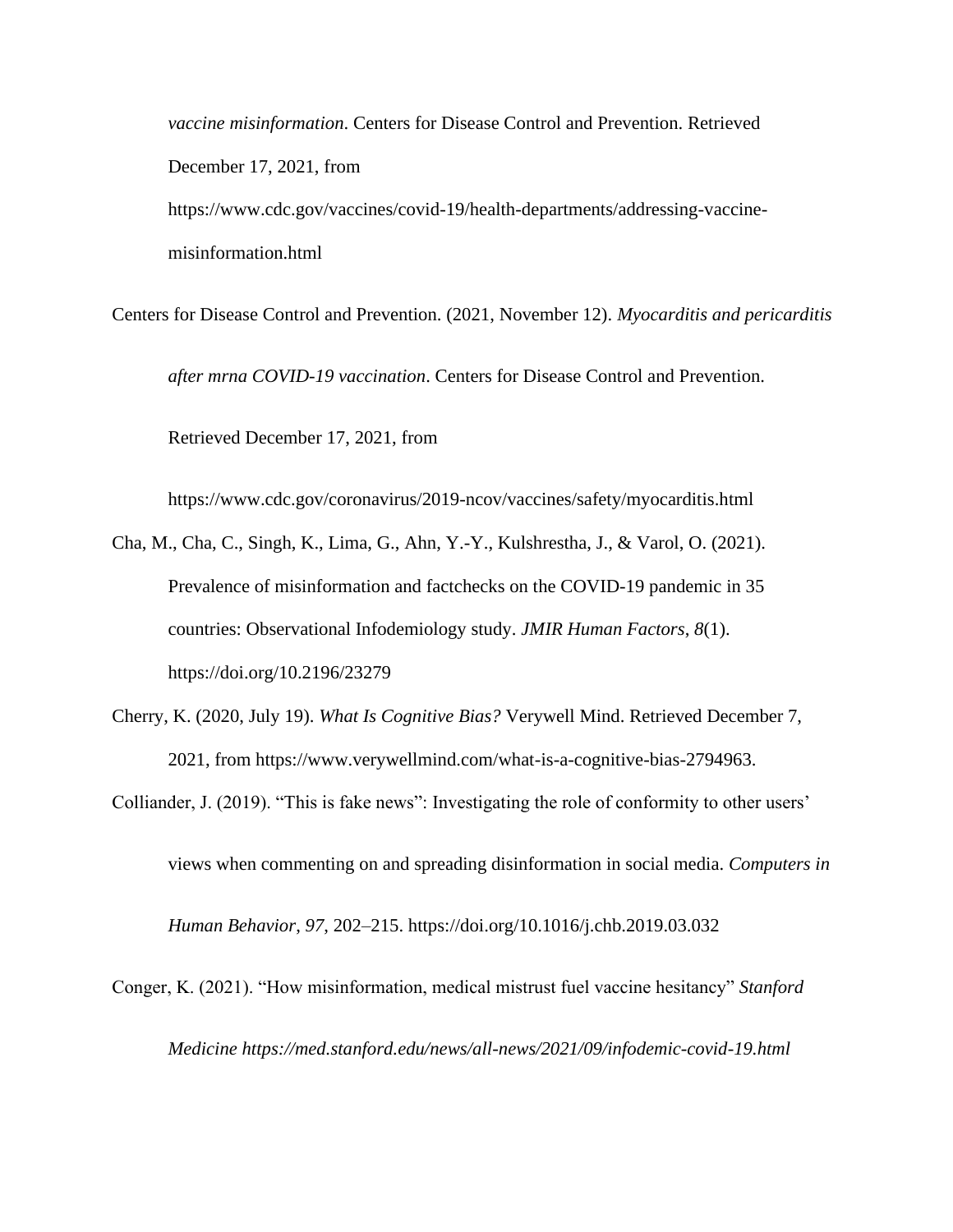*vaccine misinformation*. Centers for Disease Control and Prevention. Retrieved December 17, 2021, from https://www.cdc.gov/vaccines/covid-19/health-departments/addressing-vaccine-misinformation.html

Centers for Disease Control and Prevention. (2021, November 12). *Myocarditis and pericarditis after mrna COVID-19 vaccination*. Centers for Disease Control and Prevention. Retrieved December 17, 2021, from https://www.cdc.gov/coronavirus/2019-ncov/vaccines/safety/myocarditis.html

Cha, M., Cha, C., Singh, K., Lima, G., Ahn, Y.-Y., Kulshrestha, J., & Varol, O. (2021). Prevalence of misinformation and factchecks on the COVID-19 pandemic in 35 countries: Observational Infodemiology study. *JMIR Human Factors*, *8*(1). https://doi.org/10.2196/23279

Cherry, K. (2020, July 19). *What Is Cognitive Bias?* Verywell Mind. Retrieved December 7, 2021, from https://www.verywellmind.com/what-is-a-cognitive-bias-2794963.

Colliander, J. (2019). "This is fake news": Investigating the role of conformity to other users' views when commenting on and spreading disinformation in social media. *Computers in Human Behavior*, *97*, 202–215. https://doi.org/10.1016/j.chb.2019.03.032

Conger, K. (2021). "How misinformation, medical mistrust fuel vaccine hesitancy" *Stanford Medicine https://med.stanford.edu/news/all-news/2021/09/infodemic-covid-19.html*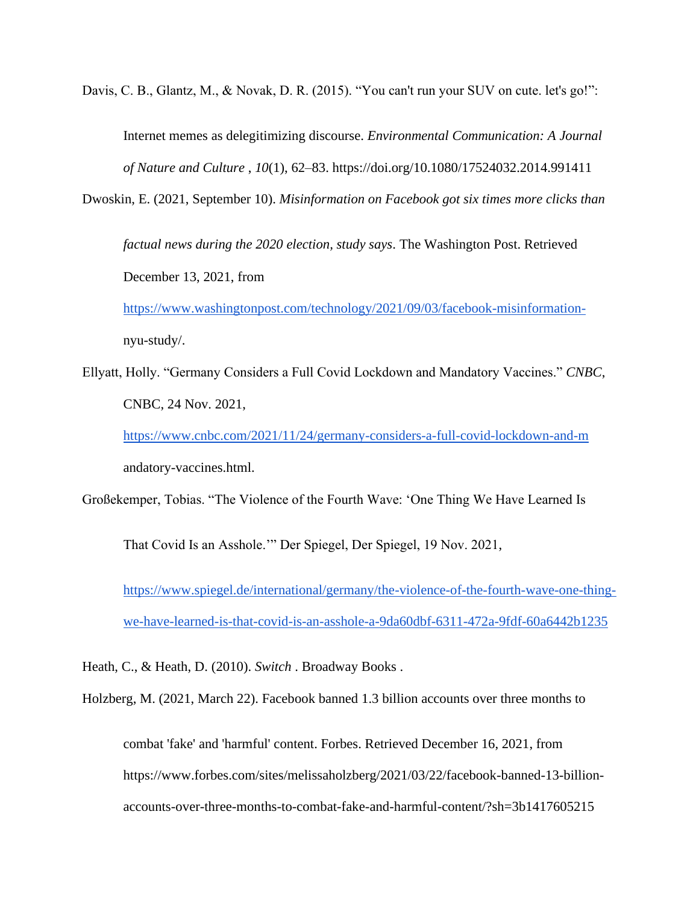Davis, C. B., Glantz, M., & Novak, D. R. (2015). “You can't run your SUV on cute. let's go!”: Internet memes as delegitimizing discourse. *Environmental Communication: A Journal of Nature and Culture* , *10*(1), 62–83. https://doi.org/10.1080/17524032.2014.991411

Dwoskin, E. (2021, September 10). *Misinformation on Facebook got six times more clicks than factual news during the 2020 election, study says*. The Washington Post. Retrieved December 13, 2021, from https://www.washingtonpost.com/technology/2021/09/03/facebook-misinformation-nyu-study/.

Ellyatt, Holly. “Germany Considers a Full Covid Lockdown and Mandatory Vaccines.” *CNBC*, CNBC, 24 Nov. 2021, https://www.cnbc.com/2021/11/24/germany-considers-a-full-covid-lockdown-and-mandatory-vaccines.html.

Großekemper, Tobias. “The Violence of the Fourth Wave: ‘One Thing We Have Learned Is That Covid Is an Asshole.’” Der Spiegel, Der Spiegel, 19 Nov. 2021, https://www.spiegel.de/international/germany/the-violence-of-the-fourth-wave-one-thing-we-have-learned-is-that-covid-is-an-asshole-a-9da60dbf-6311-472a-9fdf-60a6442b1235

Heath, C., & Heath, D. (2010). *Switch* . Broadway Books .

Holzberg, M. (2021, March 22). Facebook banned 1.3 billion accounts over three months to combat 'fake' and 'harmful' content. Forbes. Retrieved December 16, 2021, from https://www.forbes.com/sites/melissaholzberg/2021/03/22/facebook-banned-13-billion-accounts-over-three-months-to-combat-fake-and-harmful-content/?sh=3b1417605215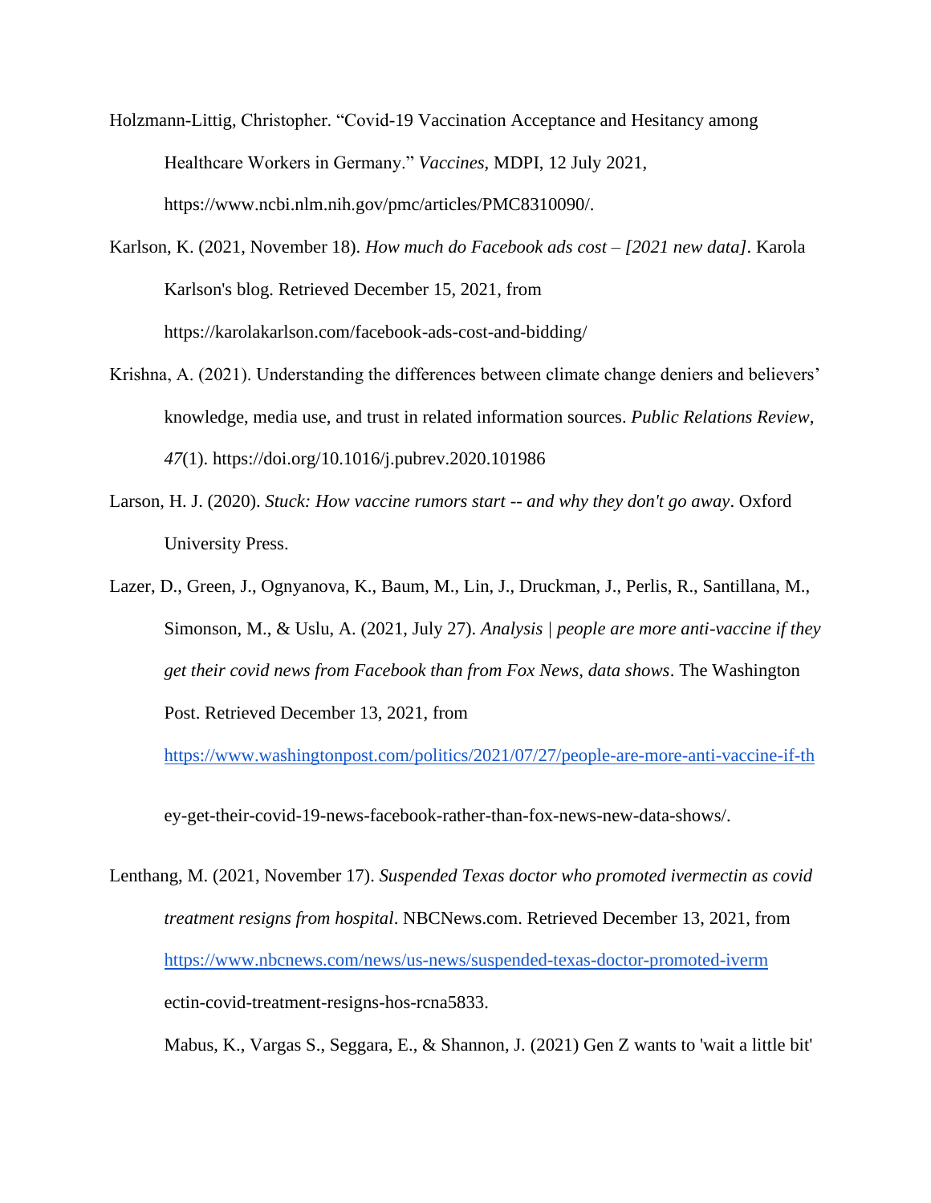Holzmann-Littig, Christopher. "Covid-19 Vaccination Acceptance and Hesitancy among Healthcare Workers in Germany." *Vaccines*, MDPI, 12 July 2021, https://www.ncbi.nlm.nih.gov/pmc/articles/PMC8310090/.

Karlson, K. (2021, November 18). *How much do Facebook ads cost – [2021 new data]*. Karola Karlson's blog. Retrieved December 15, 2021, from https://karolakarlson.com/facebook-ads-cost-and-bidding/

Krishna, A. (2021). Understanding the differences between climate change deniers and believers' knowledge, media use, and trust in related information sources. *Public Relations Review*, *47*(1). https://doi.org/10.1016/j.pubrev.2020.101986

Larson, H. J. (2020). *Stuck: How vaccine rumors start -- and why they don't go away*. Oxford University Press.

Lazer, D., Green, J., Ognyanova, K., Baum, M., Lin, J., Druckman, J., Perlis, R., Santillana, M., Simonson, M., & Uslu, A. (2021, July 27). *Analysis | people are more anti-vaccine if they get their covid news from Facebook than from Fox News, data shows*. The Washington Post. Retrieved December 13, 2021, from https://www.washingtonpost.com/politics/2021/07/27/people-are-more-anti-vaccine-if-they-get-their-covid-19-news-facebook-rather-than-fox-news-new-data-shows/.

Lenthang, M. (2021, November 17). *Suspended Texas doctor who promoted ivermectin as covid treatment resigns from hospital*. NBCNews.com. Retrieved December 13, 2021, from https://www.nbcnews.com/news/us-news/suspended-texas-doctor-promoted-ivermectin-covid-treatment-resigns-hos-rcna5833.

Mabus, K., Vargas S., Seggara, E., & Shannon, J. (2021) Gen Z wants to 'wait a little bit'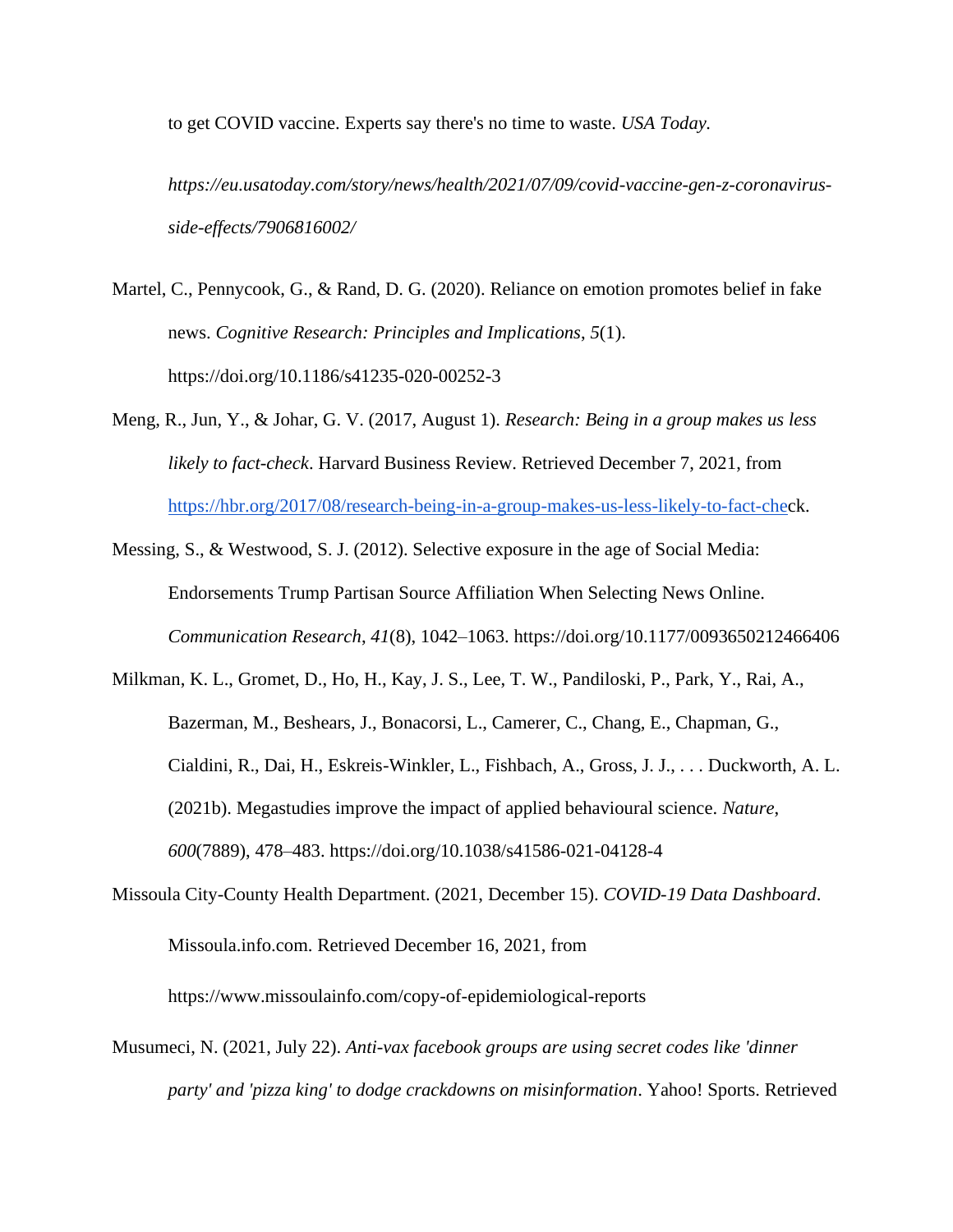to get COVID vaccine. Experts say there's no time to waste. *USA Today.* *https://eu.usatoday.com/story/news/health/2021/07/09/covid-vaccine-gen-z-coronavirus-side-effects/7906816002/*

Martel, C., Pennycook, G., & Rand, D. G. (2020). Reliance on emotion promotes belief in fake news. *Cognitive Research: Principles and Implications*, *5*(1). https://doi.org/10.1186/s41235-020-00252-3

Meng, R., Jun, Y., & Johar, G. V. (2017, August 1). *Research: Being in a group makes us less likely to fact-check*. Harvard Business Review. Retrieved December 7, 2021, from https://hbr.org/2017/08/research-being-in-a-group-makes-us-less-likely-to-fact-check.

Messing, S., & Westwood, S. J. (2012). Selective exposure in the age of Social Media: Endorsements Trump Partisan Source Affiliation When Selecting News Online. *Communication Research*, *41*(8), 1042–1063. https://doi.org/10.1177/0093650212466406

Milkman, K. L., Gromet, D., Ho, H., Kay, J. S., Lee, T. W., Pandiloski, P., Park, Y., Rai, A., Bazerman, M., Beshears, J., Bonacorsi, L., Camerer, C., Chang, E., Chapman, G., Cialdini, R., Dai, H., Eskreis-Winkler, L., Fishbach, A., Gross, J. J., . . . Duckworth, A. L. (2021b). Megastudies improve the impact of applied behavioural science. *Nature*, *600*(7889), 478–483. https://doi.org/10.1038/s41586-021-04128-4

Missoula City-County Health Department. (2021, December 15). *COVID-19 Data Dashboard*. Missoula.info.com. Retrieved December 16, 2021, from https://www.missoulainfo.com/copy-of-epidemiological-reports

Musumeci, N. (2021, July 22). *Anti-vax facebook groups are using secret codes like 'dinner party' and 'pizza king' to dodge crackdowns on misinformation*. Yahoo! Sports. Retrieved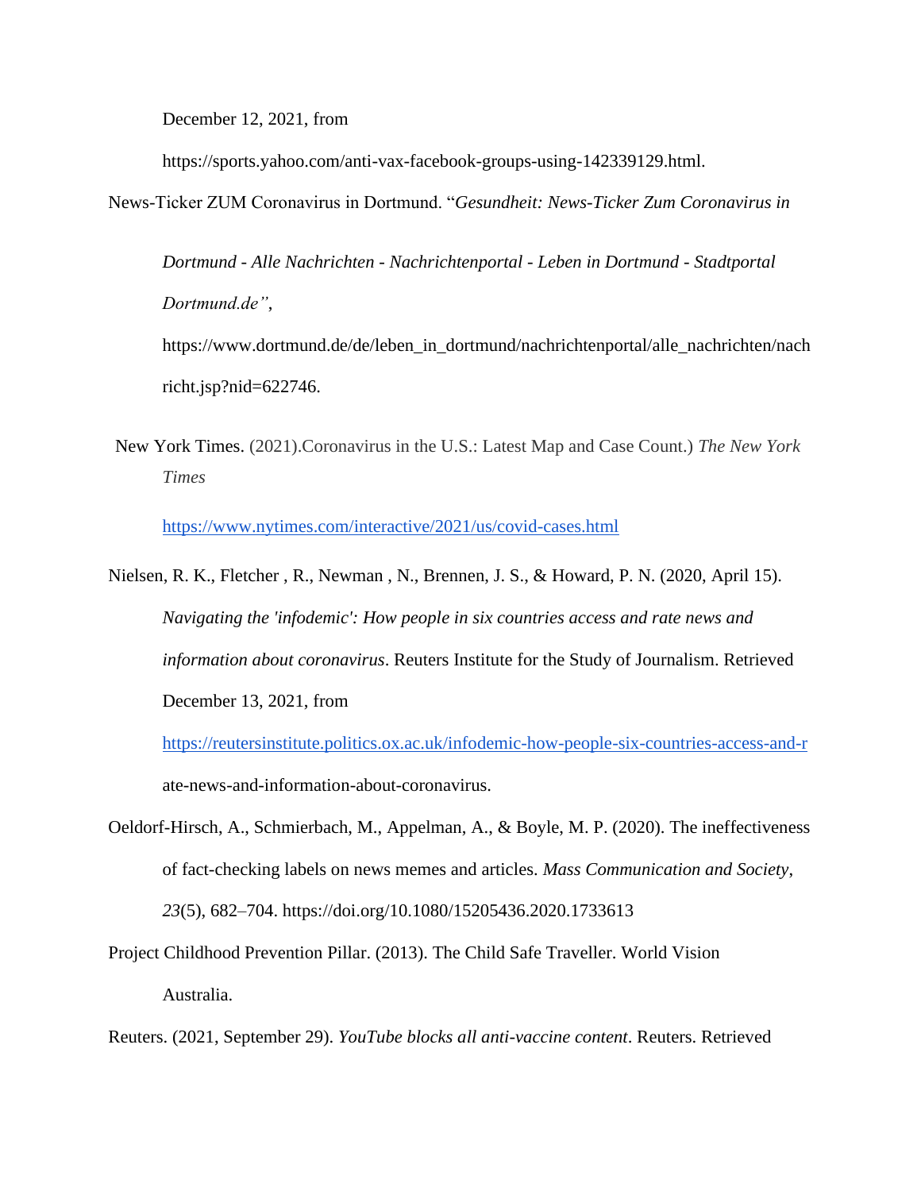December 12, 2021, from https://sports.yahoo.com/anti-vax-facebook-groups-using-142339129.html.

News-Ticker ZUM Coronavirus in Dortmund. "*Gesundheit: News-Ticker Zum Coronavirus in Dortmund - Alle Nachrichten - Nachrichtenportal - Leben in Dortmund - Stadtportal Dortmund.de"*, https://www.dortmund.de/de/leben_in_dortmund/nachrichtenportal/alle_nachrichten/nachricht.jsp?nid=622746.

New York Times. (2021).Coronavirus in the U.S.: Latest Map and Case Count.) *The New York Times*

https://www.nytimes.com/interactive/2021/us/covid-cases.html

Nielsen, R. K., Fletcher , R., Newman , N., Brennen, J. S., & Howard, P. N. (2020, April 15). *Navigating the 'infodemic': How people in six countries access and rate news and information about coronavirus*. Reuters Institute for the Study of Journalism. Retrieved December 13, 2021, from https://reutersinstitute.politics.ox.ac.uk/infodemic-how-people-six-countries-access-and-rate-news-and-information-about-coronavirus.

Oeldorf-Hirsch, A., Schmierbach, M., Appelman, A., & Boyle, M. P. (2020). The ineffectiveness of fact-checking labels on news memes and articles. *Mass Communication and Society*, *23*(5), 682–704. https://doi.org/10.1080/15205436.2020.1733613

Project Childhood Prevention Pillar. (2013). The Child Safe Traveller. World Vision Australia.

Reuters. (2021, September 29). *YouTube blocks all anti-vaccine content*. Reuters. Retrieved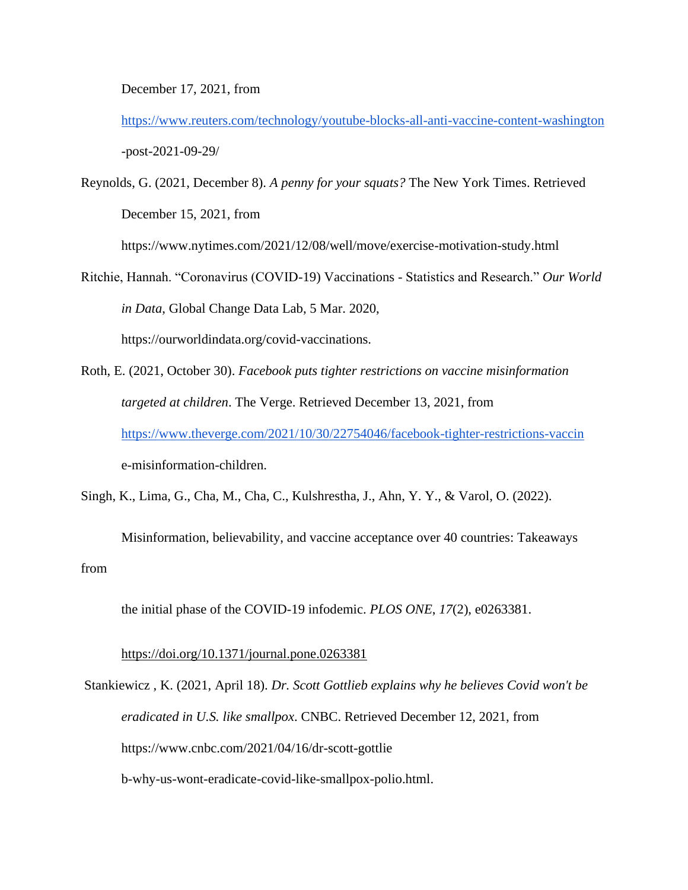December 17, 2021, from https://www.reuters.com/technology/youtube-blocks-all-anti-vaccine-content-washington-post-2021-09-29/

Reynolds, G. (2021, December 8). *A penny for your squats?* The New York Times. Retrieved December 15, 2021, from https://www.nytimes.com/2021/12/08/well/move/exercise-motivation-study.html

Ritchie, Hannah. "Coronavirus (COVID-19) Vaccinations - Statistics and Research." *Our World in Data*, Global Change Data Lab, 5 Mar. 2020, https://ourworldindata.org/covid-vaccinations.

Roth, E. (2021, October 30). *Facebook puts tighter restrictions on vaccine misinformation targeted at children*. The Verge. Retrieved December 13, 2021, from https://www.theverge.com/2021/10/30/22754046/facebook-tighter-restrictions-vaccine-misinformation-children.

Singh, K., Lima, G., Cha, M., Cha, C., Kulshrestha, J., Ahn, Y. Y., & Varol, O. (2022). Misinformation, believability, and vaccine acceptance over 40 countries: Takeaways from the initial phase of the COVID-19 infodemic. *PLOS ONE*, *17*(2), e0263381. https://doi.org/10.1371/journal.pone.0263381

Stankiewicz , K. (2021, April 18). *Dr. Scott Gottlieb explains why he believes Covid won't be eradicated in U.S. like smallpox*. CNBC. Retrieved December 12, 2021, from https://www.cnbc.com/2021/04/16/dr-scott-gottlieb-why-us-wont-eradicate-covid-like-smallpox-polio.html.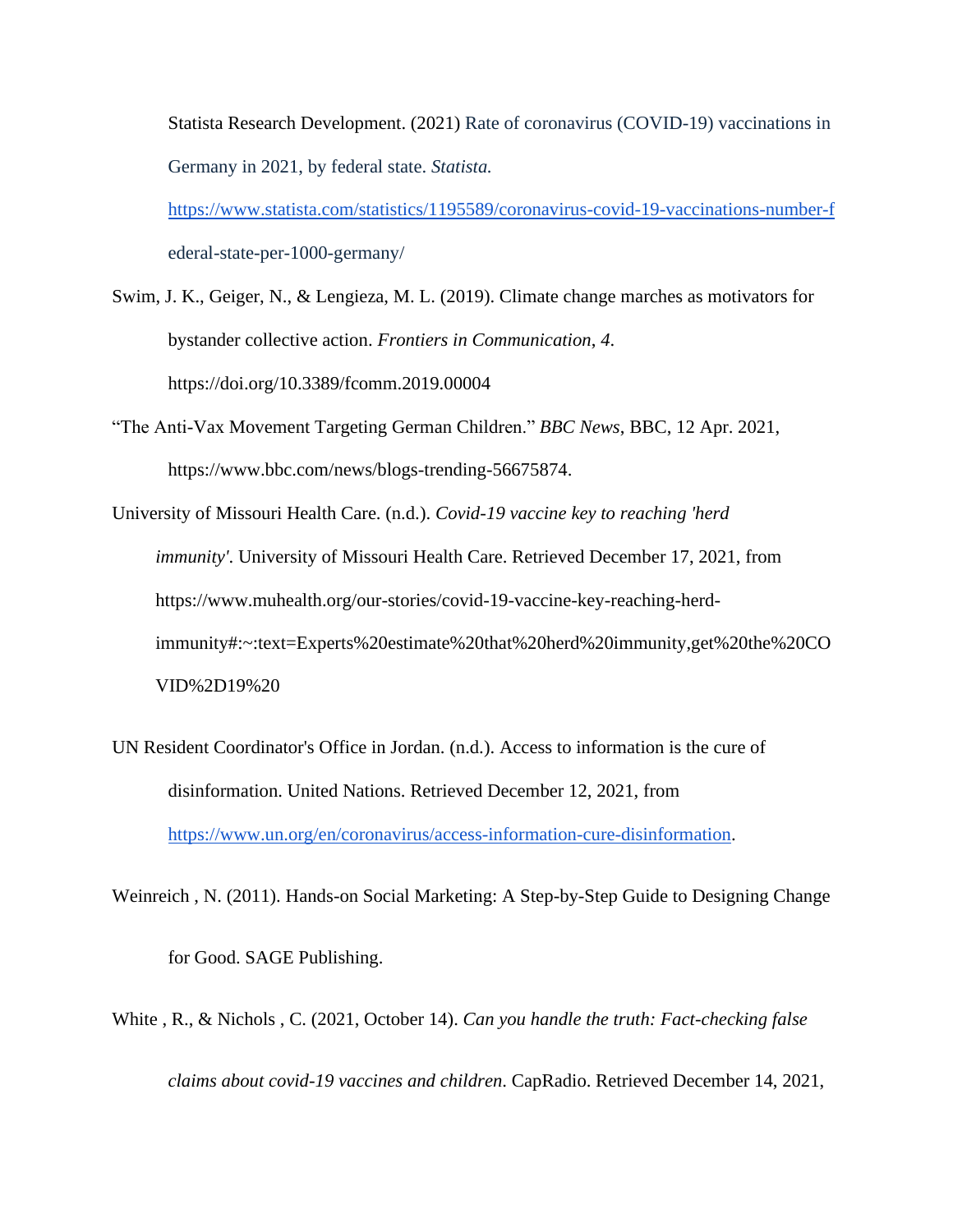Statista Research Development. (2021) Rate of coronavirus (COVID-19) vaccinations in Germany in 2021, by federal state. *Statista.* https://www.statista.com/statistics/1195589/coronavirus-covid-19-vaccinations-number-federal-state-per-1000-germany/

Swim, J. K., Geiger, N., & Lengieza, M. L. (2019). Climate change marches as motivators for bystander collective action. *Frontiers in Communication*, *4*. https://doi.org/10.3389/fcomm.2019.00004

"The Anti-Vax Movement Targeting German Children." *BBC News*, BBC, 12 Apr. 2021, https://www.bbc.com/news/blogs-trending-56675874.

University of Missouri Health Care. (n.d.). *Covid-19 vaccine key to reaching 'herd immunity'*. University of Missouri Health Care. Retrieved December 17, 2021, from https://www.muhealth.org/our-stories/covid-19-vaccine-key-reaching-herd-immunity#:~:text=Experts%20estimate%20that%20herd%20immunity,get%20the%20COVID%2D19%20

UN Resident Coordinator's Office in Jordan. (n.d.). Access to information is the cure of disinformation. United Nations. Retrieved December 12, 2021, from https://www.un.org/en/coronavirus/access-information-cure-disinformation.

Weinreich , N. (2011). Hands-on Social Marketing: A Step-by-Step Guide to Designing Change for Good. SAGE Publishing.

White , R., & Nichols , C. (2021, October 14). *Can you handle the truth: Fact-checking false claims about covid-19 vaccines and children*. CapRadio. Retrieved December 14, 2021,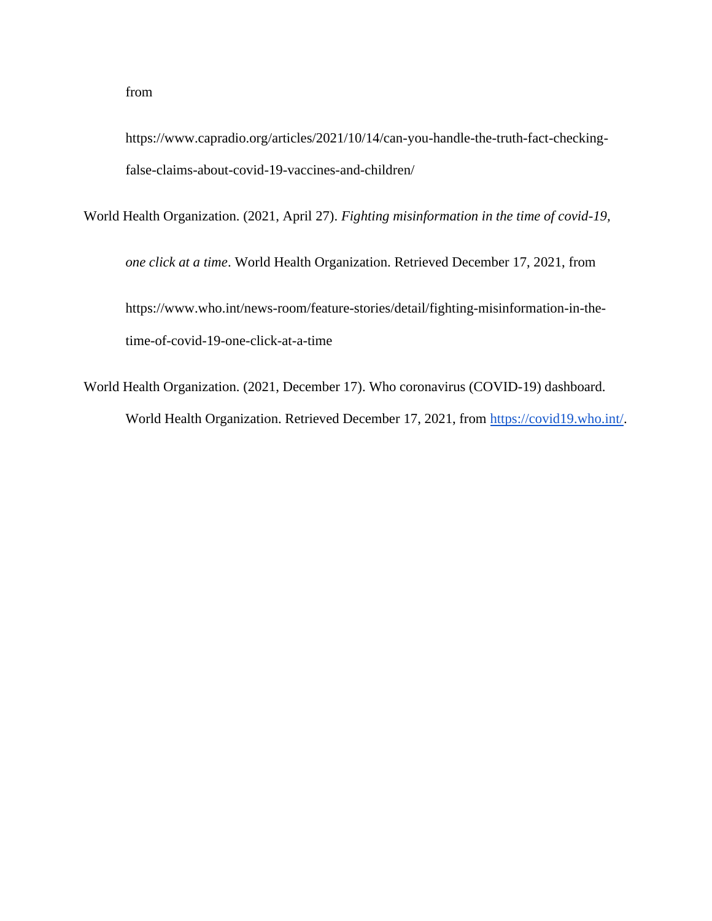from

https://www.capradio.org/articles/2021/10/14/can-you-handle-the-truth-fact-checking-false-claims-about-covid-19-vaccines-and-children/

World Health Organization. (2021, April 27). *Fighting misinformation in the time of covid-19, one click at a time*. World Health Organization. Retrieved December 17, 2021, from https://www.who.int/news-room/feature-stories/detail/fighting-misinformation-in-the-time-of-covid-19-one-click-at-a-time

World Health Organization. (2021, December 17). Who coronavirus (COVID-19) dashboard. World Health Organization. Retrieved December 17, 2021, from https://covid19.who.int/.